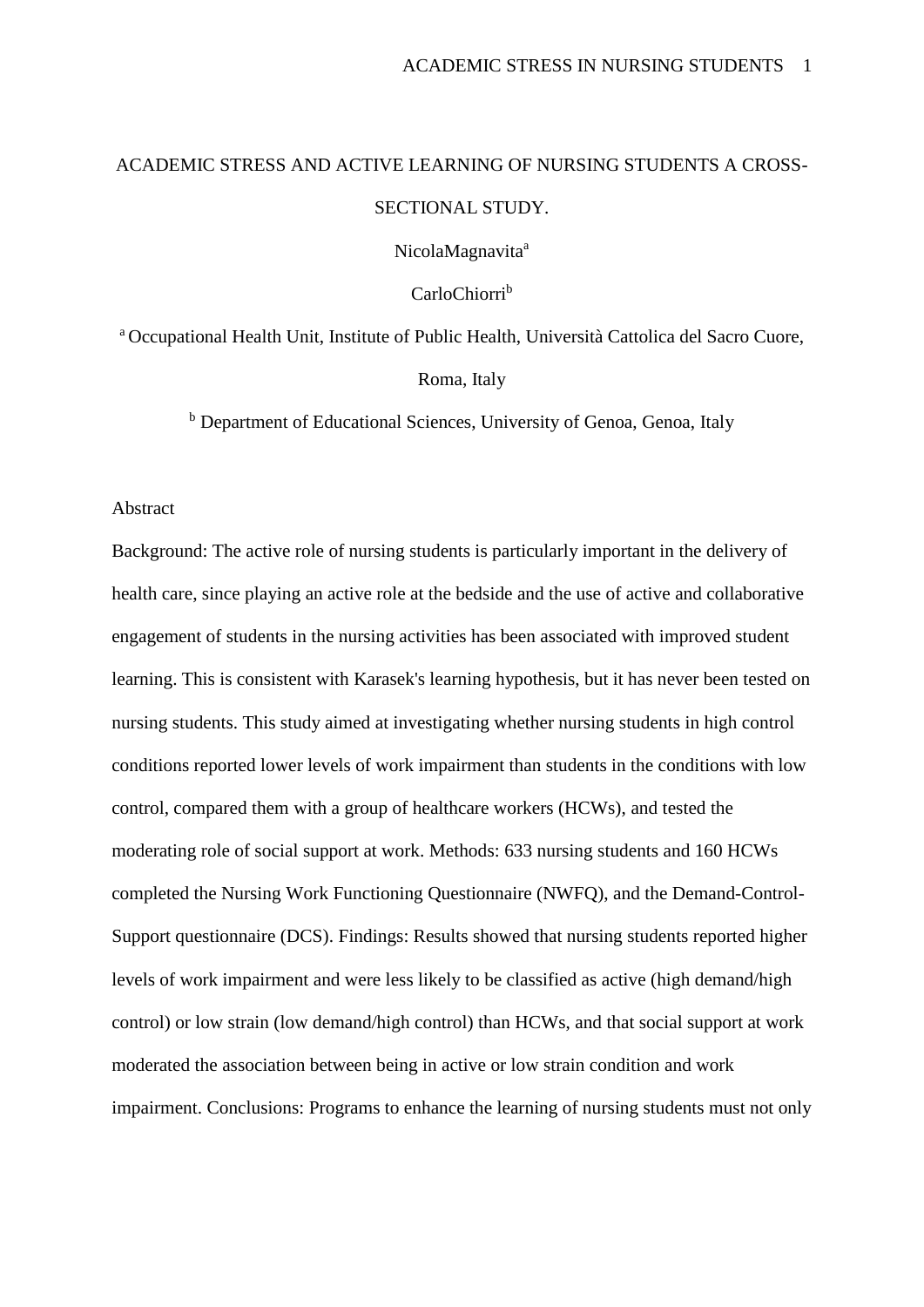# ACADEMIC STRESS AND ACTIVE LEARNING OF NURSING STUDENTS A CROSS-SECTIONAL STUDY.

NicolaMagnavita[a]

CarloChiorri[b]

[a] Occupational Health Unit, Institute of Public Health, Università Cattolica del Sacro Cuore, Roma, Italy

[b] Department of Educational Sciences, University of Genoa, Genoa, Italy

Abstract

Background: The active role of nursing students is particularly important in the delivery of health care, since playing an active role at the bedside and the use of active and collaborative engagement of students in the nursing activities has been associated with improved student learning. This is consistent with Karasek's learning hypothesis, but it has never been tested on nursing students. This study aimed at investigating whether nursing students in high control conditions reported lower levels of work impairment than students in the conditions with low control, compared them with a group of healthcare workers (HCWs), and tested the moderating role of social support at work. Methods: 633 nursing students and 160 HCWs completed the Nursing Work Functioning Questionnaire (NWFQ), and the Demand-Control-Support questionnaire (DCS). Findings: Results showed that nursing students reported higher levels of work impairment and were less likely to be classified as active (high demand/high control) or low strain (low demand/high control) than HCWs, and that social support at work moderated the association between being in active or low strain condition and work impairment. Conclusions: Programs to enhance the learning of nursing students must not only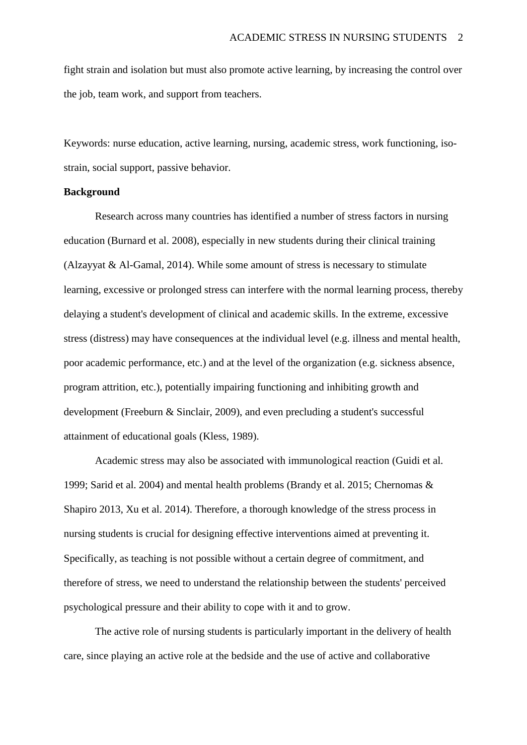fight strain and isolation but must also promote active learning, by increasing the control over the job, team work, and support from teachers.

Keywords: nurse education, active learning, nursing, academic stress, work functioning, iso-strain, social support, passive behavior.

**Background**

Research across many countries has identified a number of stress factors in nursing education (Burnard et al. 2008), especially in new students during their clinical training (Alzayyat & Al-Gamal, 2014). While some amount of stress is necessary to stimulate learning, excessive or prolonged stress can interfere with the normal learning process, thereby delaying a student's development of clinical and academic skills. In the extreme, excessive stress (distress) may have consequences at the individual level (e.g. illness and mental health, poor academic performance, etc.) and at the level of the organization (e.g. sickness absence, program attrition, etc.), potentially impairing functioning and inhibiting growth and development (Freeburn & Sinclair, 2009), and even precluding a student's successful attainment of educational goals (Kless, 1989).

Academic stress may also be associated with immunological reaction (Guidi et al. 1999; Sarid et al. 2004) and mental health problems (Brandy et al. 2015; Chernomas & Shapiro 2013, Xu et al. 2014). Therefore, a thorough knowledge of the stress process in nursing students is crucial for designing effective interventions aimed at preventing it. Specifically, as teaching is not possible without a certain degree of commitment, and therefore of stress, we need to understand the relationship between the students' perceived psychological pressure and their ability to cope with it and to grow.

The active role of nursing students is particularly important in the delivery of health care, since playing an active role at the bedside and the use of active and collaborative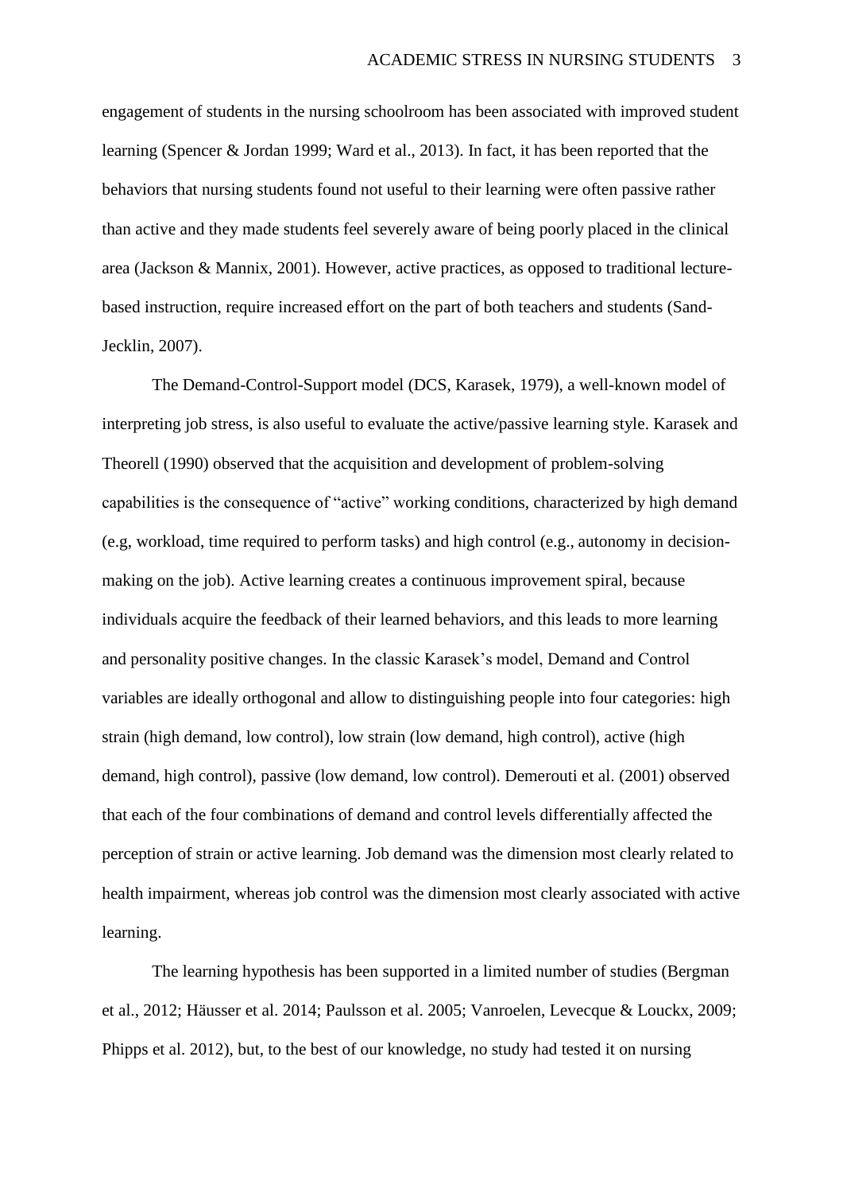engagement of students in the nursing schoolroom has been associated with improved student learning (Spencer & Jordan 1999; Ward et al., 2013). In fact, it has been reported that the behaviors that nursing students found not useful to their learning were often passive rather than active and they made students feel severely aware of being poorly placed in the clinical area (Jackson & Mannix, 2001). However, active practices, as opposed to traditional lecture-based instruction, require increased effort on the part of both teachers and students (Sand-Jecklin, 2007).

The Demand-Control-Support model (DCS, Karasek, 1979), a well-known model of interpreting job stress, is also useful to evaluate the active/passive learning style. Karasek and Theorell (1990) observed that the acquisition and development of problem-solving capabilities is the consequence of "active" working conditions, characterized by high demand (e.g, workload, time required to perform tasks) and high control (e.g., autonomy in decision-making on the job). Active learning creates a continuous improvement spiral, because individuals acquire the feedback of their learned behaviors, and this leads to more learning and personality positive changes. In the classic Karasek's model, Demand and Control variables are ideally orthogonal and allow to distinguishing people into four categories: high strain (high demand, low control), low strain (low demand, high control), active (high demand, high control), passive (low demand, low control). Demerouti et al. (2001) observed that each of the four combinations of demand and control levels differentially affected the perception of strain or active learning. Job demand was the dimension most clearly related to health impairment, whereas job control was the dimension most clearly associated with active learning.

The learning hypothesis has been supported in a limited number of studies (Bergman et al., 2012; Häusser et al. 2014; Paulsson et al. 2005; Vanroelen, Levecque & Louckx, 2009; Phipps et al. 2012), but, to the best of our knowledge, no study had tested it on nursing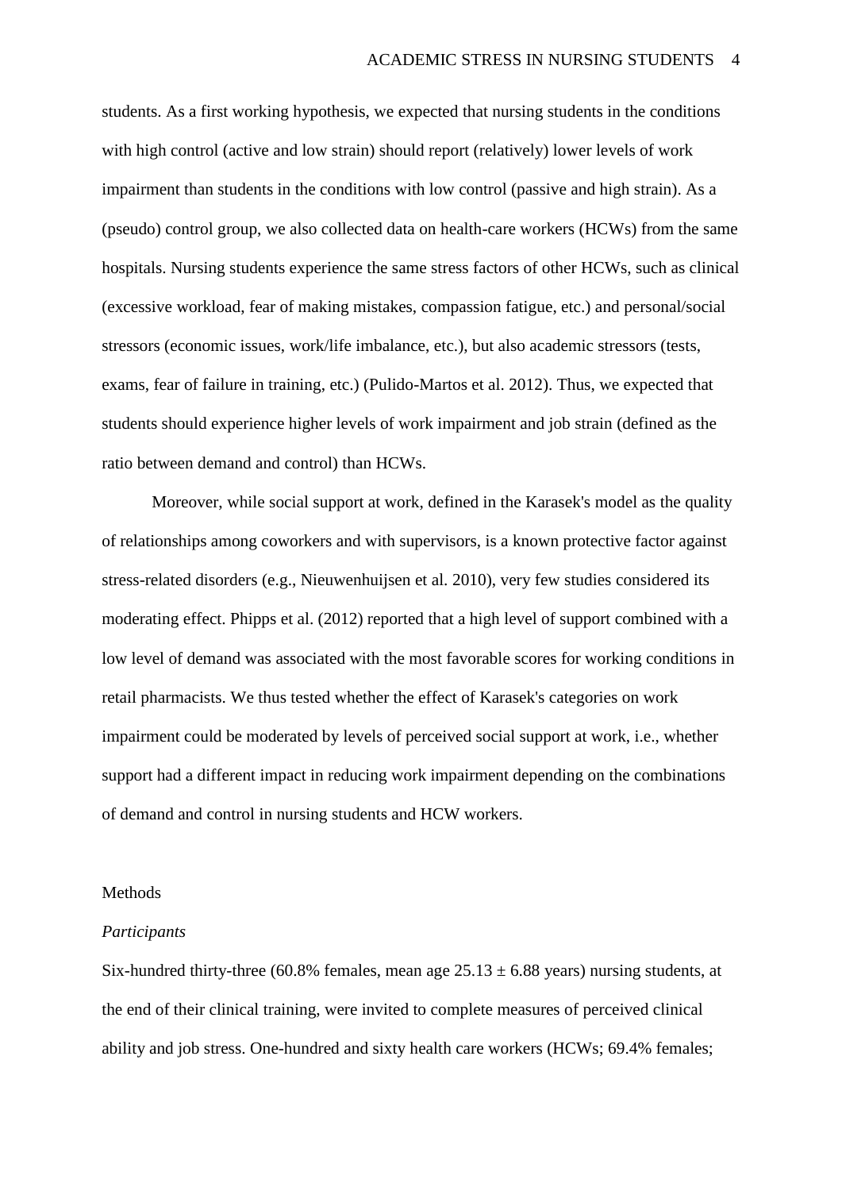students. As a first working hypothesis, we expected that nursing students in the conditions with high control (active and low strain) should report (relatively) lower levels of work impairment than students in the conditions with low control (passive and high strain). As a (pseudo) control group, we also collected data on health-care workers (HCWs) from the same hospitals. Nursing students experience the same stress factors of other HCWs, such as clinical (excessive workload, fear of making mistakes, compassion fatigue, etc.) and personal/social stressors (economic issues, work/life imbalance, etc.), but also academic stressors (tests, exams, fear of failure in training, etc.) (Pulido-Martos et al. 2012). Thus, we expected that students should experience higher levels of work impairment and job strain (defined as the ratio between demand and control) than HCWs.

Moreover, while social support at work, defined in the Karasek's model as the quality of relationships among coworkers and with supervisors, is a known protective factor against stress-related disorders (e.g., Nieuwenhuijsen et al. 2010), very few studies considered its moderating effect. Phipps et al. (2012) reported that a high level of support combined with a low level of demand was associated with the most favorable scores for working conditions in retail pharmacists. We thus tested whether the effect of Karasek's categories on work impairment could be moderated by levels of perceived social support at work, i.e., whether support had a different impact in reducing work impairment depending on the combinations of demand and control in nursing students and HCW workers.

## Methods

### *Participants*

Six-hundred thirty-three (60.8% females, mean age 25.13 ± 6.88 years) nursing students, at the end of their clinical training, were invited to complete measures of perceived clinical ability and job stress. One-hundred and sixty health care workers (HCWs; 69.4% females;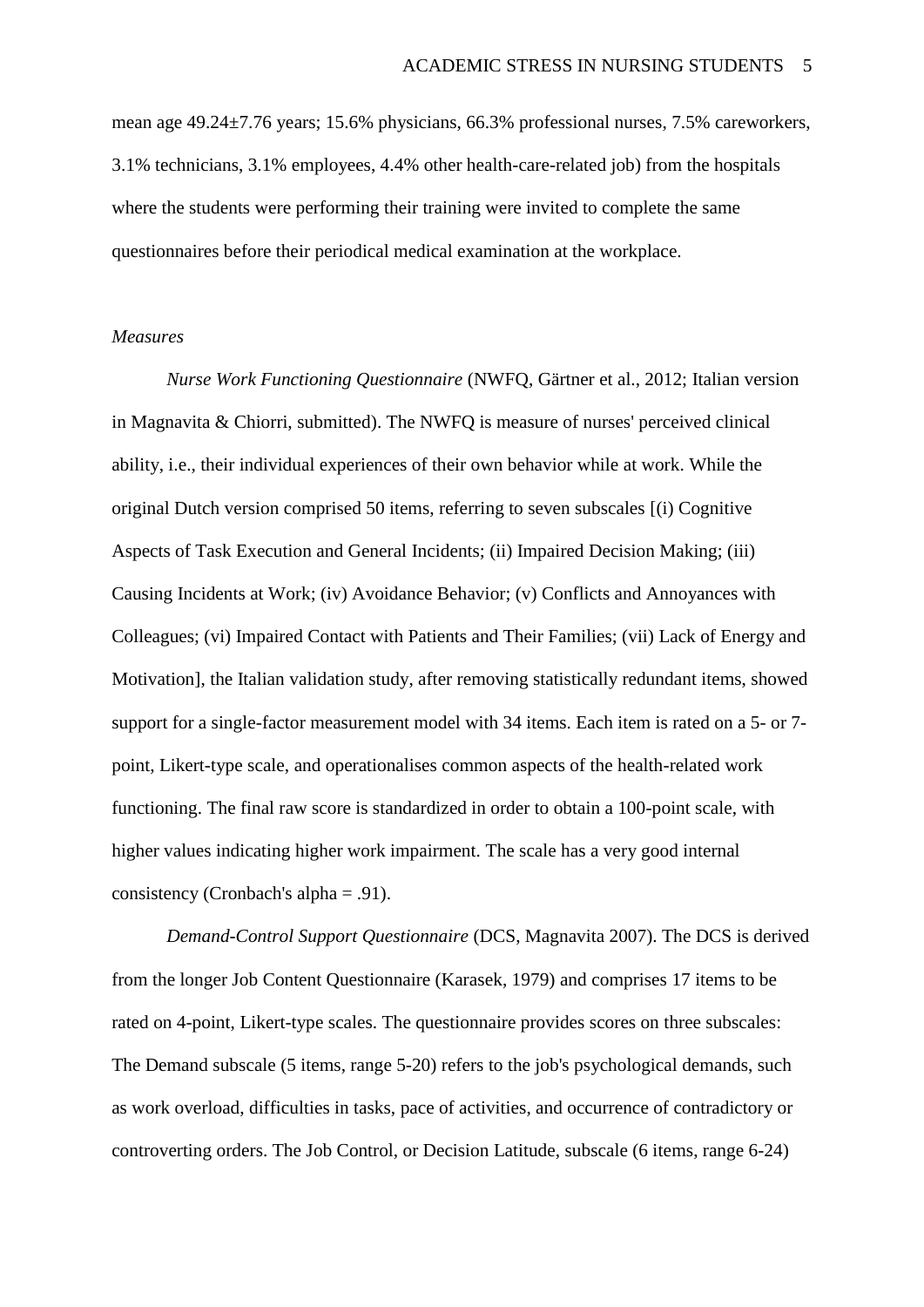mean age 49.24±7.76 years; 15.6% physicians, 66.3% professional nurses, 7.5% careworkers, 3.1% technicians, 3.1% employees, 4.4% other health-care-related job) from the hospitals where the students were performing their training were invited to complete the same questionnaires before their periodical medical examination at the workplace.

*Measures*

*Nurse Work Functioning Questionnaire* (NWFQ, Gärtner et al., 2012; Italian version in Magnavita & Chiorri, submitted). The NWFQ is measure of nurses' perceived clinical ability, i.e., their individual experiences of their own behavior while at work. While the original Dutch version comprised 50 items, referring to seven subscales [(i) Cognitive Aspects of Task Execution and General Incidents; (ii) Impaired Decision Making; (iii) Causing Incidents at Work; (iv) Avoidance Behavior; (v) Conflicts and Annoyances with Colleagues; (vi) Impaired Contact with Patients and Their Families; (vii) Lack of Energy and Motivation], the Italian validation study, after removing statistically redundant items, showed support for a single-factor measurement model with 34 items. Each item is rated on a 5- or 7-point, Likert-type scale, and operationalises common aspects of the health-related work functioning. The final raw score is standardized in order to obtain a 100-point scale, with higher values indicating higher work impairment. The scale has a very good internal consistency (Cronbach's alpha = .91).

*Demand-Control Support Questionnaire* (DCS, Magnavita 2007). The DCS is derived from the longer Job Content Questionnaire (Karasek, 1979) and comprises 17 items to be rated on 4-point, Likert-type scales. The questionnaire provides scores on three subscales: The Demand subscale (5 items, range 5-20) refers to the job's psychological demands, such as work overload, difficulties in tasks, pace of activities, and occurrence of contradictory or controverting orders. The Job Control, or Decision Latitude, subscale (6 items, range 6-24)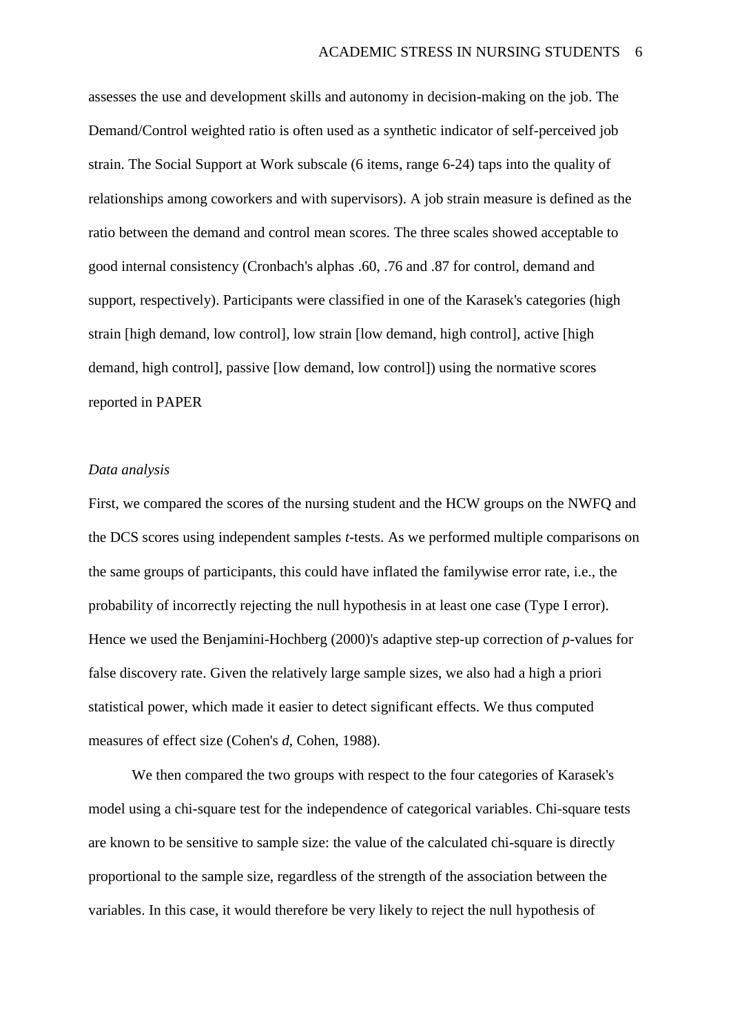assesses the use and development skills and autonomy in decision-making on the job. The Demand/Control weighted ratio is often used as a synthetic indicator of self-perceived job strain. The Social Support at Work subscale (6 items, range 6-24) taps into the quality of relationships among coworkers and with supervisors). A job strain measure is defined as the ratio between the demand and control mean scores. The three scales showed acceptable to good internal consistency (Cronbach's alphas .60, .76 and .87 for control, demand and support, respectively). Participants were classified in one of the Karasek's categories (high strain [high demand, low control], low strain [low demand, high control], active [high demand, high control], passive [low demand, low control]) using the normative scores reported in PAPER

*Data analysis*

First, we compared the scores of the nursing student and the HCW groups on the NWFQ and the DCS scores using independent samples *t*-tests. As we performed multiple comparisons on the same groups of participants, this could have inflated the familywise error rate, i.e., the probability of incorrectly rejecting the null hypothesis in at least one case (Type I error). Hence we used the Benjamini-Hochberg (2000)'s adaptive step-up correction of *p*-values for false discovery rate. Given the relatively large sample sizes, we also had a high a priori statistical power, which made it easier to detect significant effects. We thus computed measures of effect size (Cohen's *d*, Cohen, 1988).

We then compared the two groups with respect to the four categories of Karasek's model using a chi-square test for the independence of categorical variables. Chi-square tests are known to be sensitive to sample size: the value of the calculated chi-square is directly proportional to the sample size, regardless of the strength of the association between the variables. In this case, it would therefore be very likely to reject the null hypothesis of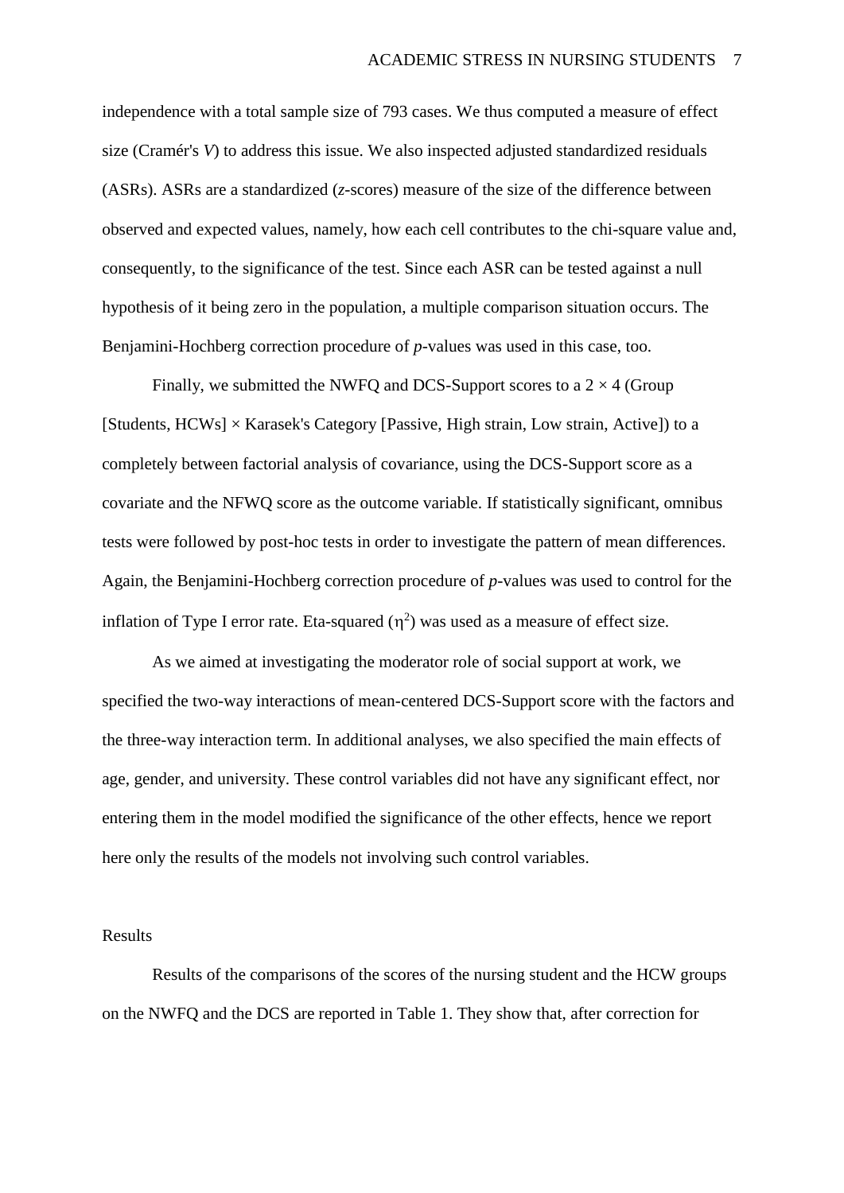independence with a total sample size of 793 cases. We thus computed a measure of effect size (Cramér's *V*) to address this issue. We also inspected adjusted standardized residuals (ASRs). ASRs are a standardized (*z*-scores) measure of the size of the difference between observed and expected values, namely, how each cell contributes to the chi-square value and, consequently, to the significance of the test. Since each ASR can be tested against a null hypothesis of it being zero in the population, a multiple comparison situation occurs. The Benjamini-Hochberg correction procedure of *p*-values was used in this case, too.

Finally, we submitted the NWFQ and DCS-Support scores to a 2 × 4 (Group [Students, HCWs] × Karasek's Category [Passive, High strain, Low strain, Active]) to a completely between factorial analysis of covariance, using the DCS-Support score as a covariate and the NFWQ score as the outcome variable. If statistically significant, omnibus tests were followed by post-hoc tests in order to investigate the pattern of mean differences. Again, the Benjamini-Hochberg correction procedure of *p*-values was used to control for the inflation of Type I error rate. Eta-squared ($\eta^2$) was used as a measure of effect size.

As we aimed at investigating the moderator role of social support at work, we specified the two-way interactions of mean-centered DCS-Support score with the factors and the three-way interaction term. In additional analyses, we also specified the main effects of age, gender, and university. These control variables did not have any significant effect, nor entering them in the model modified the significance of the other effects, hence we report here only the results of the models not involving such control variables.

## Results

Results of the comparisons of the scores of the nursing student and the HCW groups on the NWFQ and the DCS are reported in Table 1. They show that, after correction for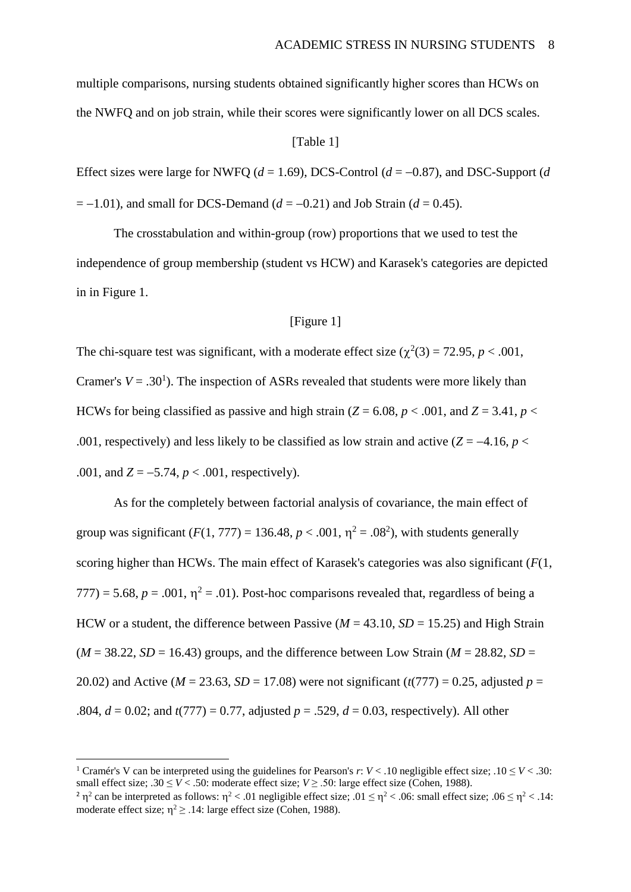multiple comparisons, nursing students obtained significantly higher scores than HCWs on the NWFQ and on job strain, while their scores were significantly lower on all DCS scales.

[Table 1]

Effect sizes were large for NWFQ (*d* = 1.69), DCS-Control (*d* = –0.87), and DSC-Support (*d* = –1.01), and small for DCS-Demand (*d* = –0.21) and Job Strain (*d* = 0.45).

The crosstabulation and within-group (row) proportions that we used to test the independence of group membership (student vs HCW) and Karasek's categories are depicted in in Figure 1.

[Figure 1]

The chi-square test was significant, with a moderate effect size ($\chi^2(3) = 72.95$, $p < .001$, Cramer's $V = .30$[1]). The inspection of ASRs revealed that students were more likely than HCWs for being classified as passive and high strain ($Z = 6.08$, $p < .001$, and $Z = 3.41$, $p < .001$, respectively) and less likely to be classified as low strain and active ($Z = –4.16$, $p < .001$, and $Z = –5.74$, $p < .001$, respectively).

As for the completely between factorial analysis of covariance, the main effect of group was significant ($F(1, 777) = 136.48$, $p < .001$, $\eta^2 = .08$[2]), with students generally scoring higher than HCWs. The main effect of Karasek's categories was also significant ($F(1, 777) = 5.68$, $p = .001$, $\eta^2 = .01$). Post-hoc comparisons revealed that, regardless of being a HCW or a student, the difference between Passive ($M = 43.10$, $SD = 15.25$) and High Strain ($M = 38.22$, $SD = 16.43$) groups, and the difference between Low Strain ($M = 28.82$, $SD = 20.02$) and Active ($M = 23.63$, $SD = 17.08$) were not significant ($t(777) = 0.25$, adjusted $p = .804$, $d = 0.02$; and $t(777) = 0.77$, adjusted $p = .529$, $d = 0.03$, respectively). All other

---

[1] Cramér's V can be interpreted using the guidelines for Pearson's $r$: $V < .10$ negligible effect size; $.10 \leq V < .30$: small effect size; $.30 \leq V < .50$: moderate effect size; $V \geq .50$: large effect size (Cohen, 1988).

[2] $\eta^2$ can be interpreted as follows: $\eta^2 < .01$ negligible effect size; $.01 \leq \eta^2 < .06$: small effect size; $.06 \leq \eta^2 < .14$: moderate effect size; $\eta^2 \geq .14$: large effect size (Cohen, 1988).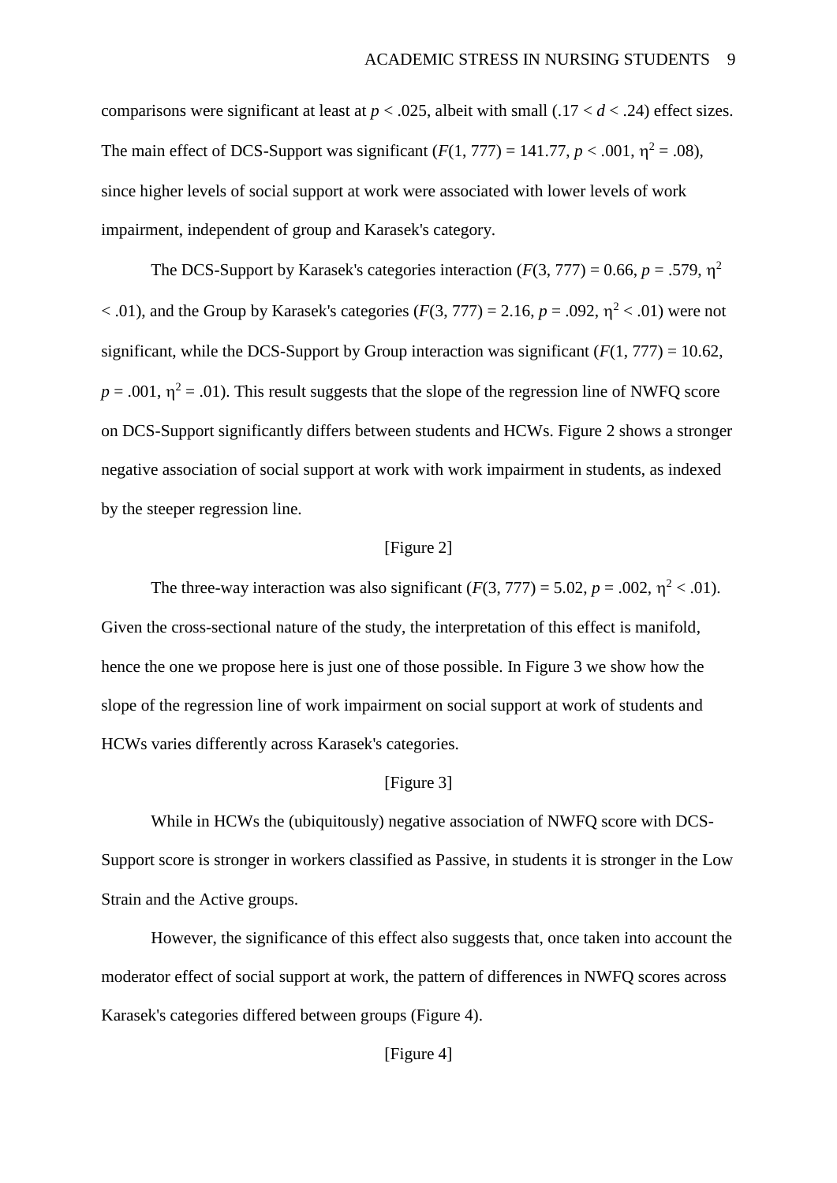comparisons were significant at least at $p < .025$, albeit with small ($.17 < d < .24$) effect sizes. The main effect of DCS-Support was significant ($F(1, 777) = 141.77$, $p < .001$, $\eta^2 = .08$), since higher levels of social support at work were associated with lower levels of work impairment, independent of group and Karasek's category.

The DCS-Support by Karasek's categories interaction ($F(3, 777) = 0.66$, $p = .579$, $\eta^2 < .01$), and the Group by Karasek's categories ($F(3, 777) = 2.16$, $p = .092$, $\eta^2 < .01$) were not significant, while the DCS-Support by Group interaction was significant ($F(1, 777) = 10.62$, $p = .001$, $\eta^2 = .01$). This result suggests that the slope of the regression line of NWFQ score on DCS-Support significantly differs between students and HCWs. Figure 2 shows a stronger negative association of social support at work with work impairment in students, as indexed by the steeper regression line.

[Figure 2]

The three-way interaction was also significant ($F(3, 777) = 5.02$, $p = .002$, $\eta^2 < .01$). Given the cross-sectional nature of the study, the interpretation of this effect is manifold, hence the one we propose here is just one of those possible. In Figure 3 we show how the slope of the regression line of work impairment on social support at work of students and HCWs varies differently across Karasek's categories.

[Figure 3]

While in HCWs the (ubiquitously) negative association of NWFQ score with DCS-Support score is stronger in workers classified as Passive, in students it is stronger in the Low Strain and the Active groups.

However, the significance of this effect also suggests that, once taken into account the moderator effect of social support at work, the pattern of differences in NWFQ scores across Karasek's categories differed between groups (Figure 4).

[Figure 4]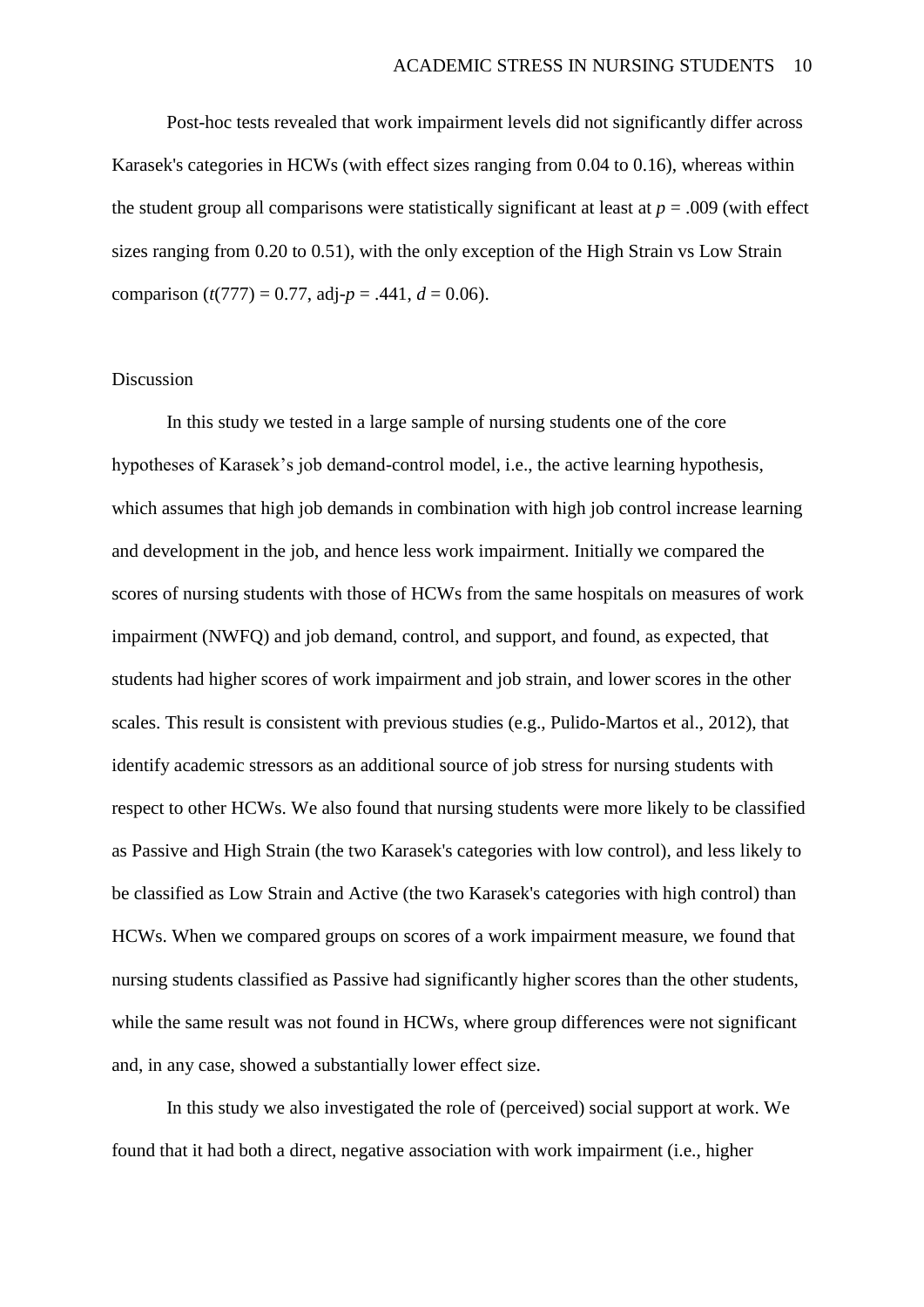Post-hoc tests revealed that work impairment levels did not significantly differ across Karasek's categories in HCWs (with effect sizes ranging from 0.04 to 0.16), whereas within the student group all comparisons were statistically significant at least at $p = .009$ (with effect sizes ranging from 0.20 to 0.51), with the only exception of the High Strain vs Low Strain comparison ($t(777) = 0.77$, adj-$p = .441$, $d = 0.06$).

## Discussion

In this study we tested in a large sample of nursing students one of the core hypotheses of Karasek's job demand-control model, i.e., the active learning hypothesis, which assumes that high job demands in combination with high job control increase learning and development in the job, and hence less work impairment. Initially we compared the scores of nursing students with those of HCWs from the same hospitals on measures of work impairment (NWFQ) and job demand, control, and support, and found, as expected, that students had higher scores of work impairment and job strain, and lower scores in the other scales. This result is consistent with previous studies (e.g., Pulido-Martos et al., 2012), that identify academic stressors as an additional source of job stress for nursing students with respect to other HCWs. We also found that nursing students were more likely to be classified as Passive and High Strain (the two Karasek's categories with low control), and less likely to be classified as Low Strain and Active (the two Karasek's categories with high control) than HCWs. When we compared groups on scores of a work impairment measure, we found that nursing students classified as Passive had significantly higher scores than the other students, while the same result was not found in HCWs, where group differences were not significant and, in any case, showed a substantially lower effect size.

In this study we also investigated the role of (perceived) social support at work. We found that it had both a direct, negative association with work impairment (i.e., higher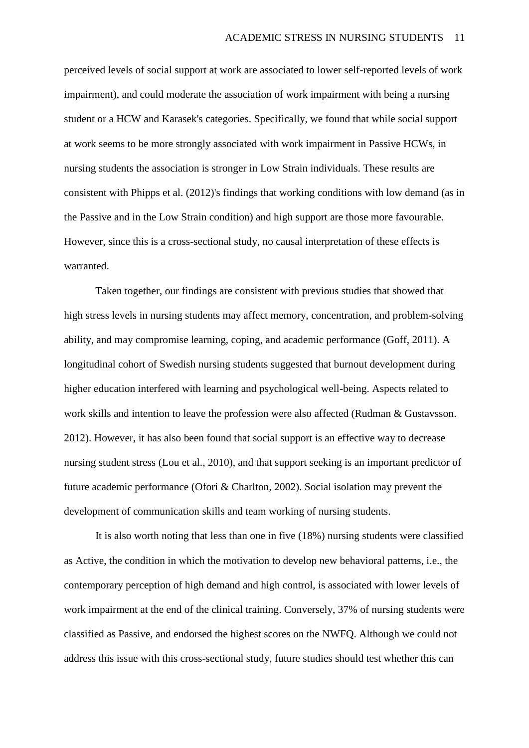perceived levels of social support at work are associated to lower self-reported levels of work impairment), and could moderate the association of work impairment with being a nursing student or a HCW and Karasek's categories. Specifically, we found that while social support at work seems to be more strongly associated with work impairment in Passive HCWs, in nursing students the association is stronger in Low Strain individuals. These results are consistent with Phipps et al. (2012)'s findings that working conditions with low demand (as in the Passive and in the Low Strain condition) and high support are those more favourable. However, since this is a cross-sectional study, no causal interpretation of these effects is warranted.

Taken together, our findings are consistent with previous studies that showed that high stress levels in nursing students may affect memory, concentration, and problem-solving ability, and may compromise learning, coping, and academic performance (Goff, 2011). A longitudinal cohort of Swedish nursing students suggested that burnout development during higher education interfered with learning and psychological well-being. Aspects related to work skills and intention to leave the profession were also affected (Rudman & Gustavsson. 2012). However, it has also been found that social support is an effective way to decrease nursing student stress (Lou et al., 2010), and that support seeking is an important predictor of future academic performance (Ofori & Charlton, 2002). Social isolation may prevent the development of communication skills and team working of nursing students.

It is also worth noting that less than one in five (18%) nursing students were classified as Active, the condition in which the motivation to develop new behavioral patterns, i.e., the contemporary perception of high demand and high control, is associated with lower levels of work impairment at the end of the clinical training. Conversely, 37% of nursing students were classified as Passive, and endorsed the highest scores on the NWFQ. Although we could not address this issue with this cross-sectional study, future studies should test whether this can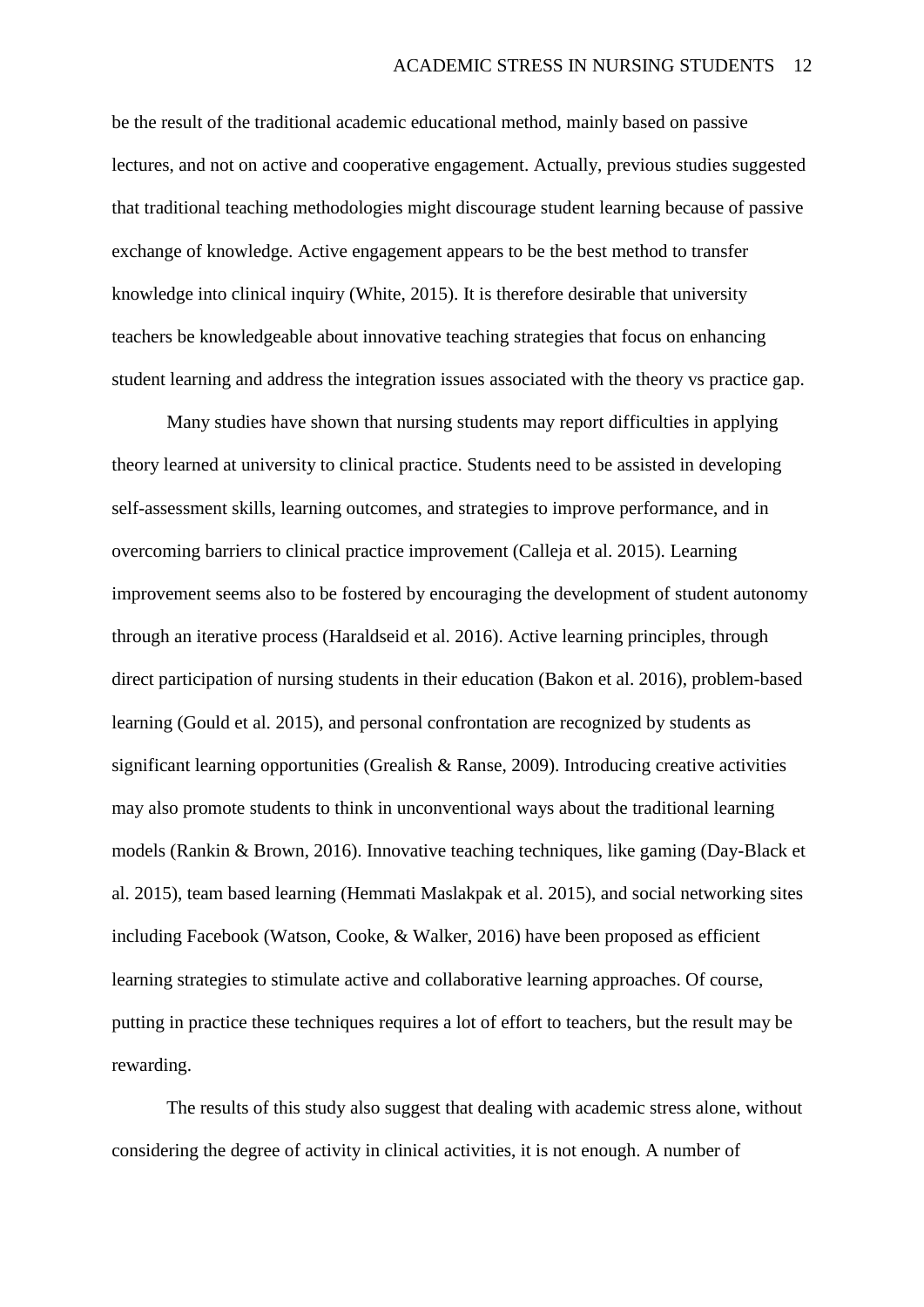be the result of the traditional academic educational method, mainly based on passive lectures, and not on active and cooperative engagement. Actually, previous studies suggested that traditional teaching methodologies might discourage student learning because of passive exchange of knowledge. Active engagement appears to be the best method to transfer knowledge into clinical inquiry (White, 2015). It is therefore desirable that university teachers be knowledgeable about innovative teaching strategies that focus on enhancing student learning and address the integration issues associated with the theory vs practice gap.

Many studies have shown that nursing students may report difficulties in applying theory learned at university to clinical practice. Students need to be assisted in developing self-assessment skills, learning outcomes, and strategies to improve performance, and in overcoming barriers to clinical practice improvement (Calleja et al. 2015). Learning improvement seems also to be fostered by encouraging the development of student autonomy through an iterative process (Haraldseid et al. 2016). Active learning principles, through direct participation of nursing students in their education (Bakon et al. 2016), problem-based learning (Gould et al. 2015), and personal confrontation are recognized by students as significant learning opportunities (Grealish & Ranse, 2009). Introducing creative activities may also promote students to think in unconventional ways about the traditional learning models (Rankin & Brown, 2016). Innovative teaching techniques, like gaming (Day-Black et al. 2015), team based learning (Hemmati Maslakpak et al. 2015), and social networking sites including Facebook (Watson, Cooke, & Walker, 2016) have been proposed as efficient learning strategies to stimulate active and collaborative learning approaches. Of course, putting in practice these techniques requires a lot of effort to teachers, but the result may be rewarding.

The results of this study also suggest that dealing with academic stress alone, without considering the degree of activity in clinical activities, it is not enough. A number of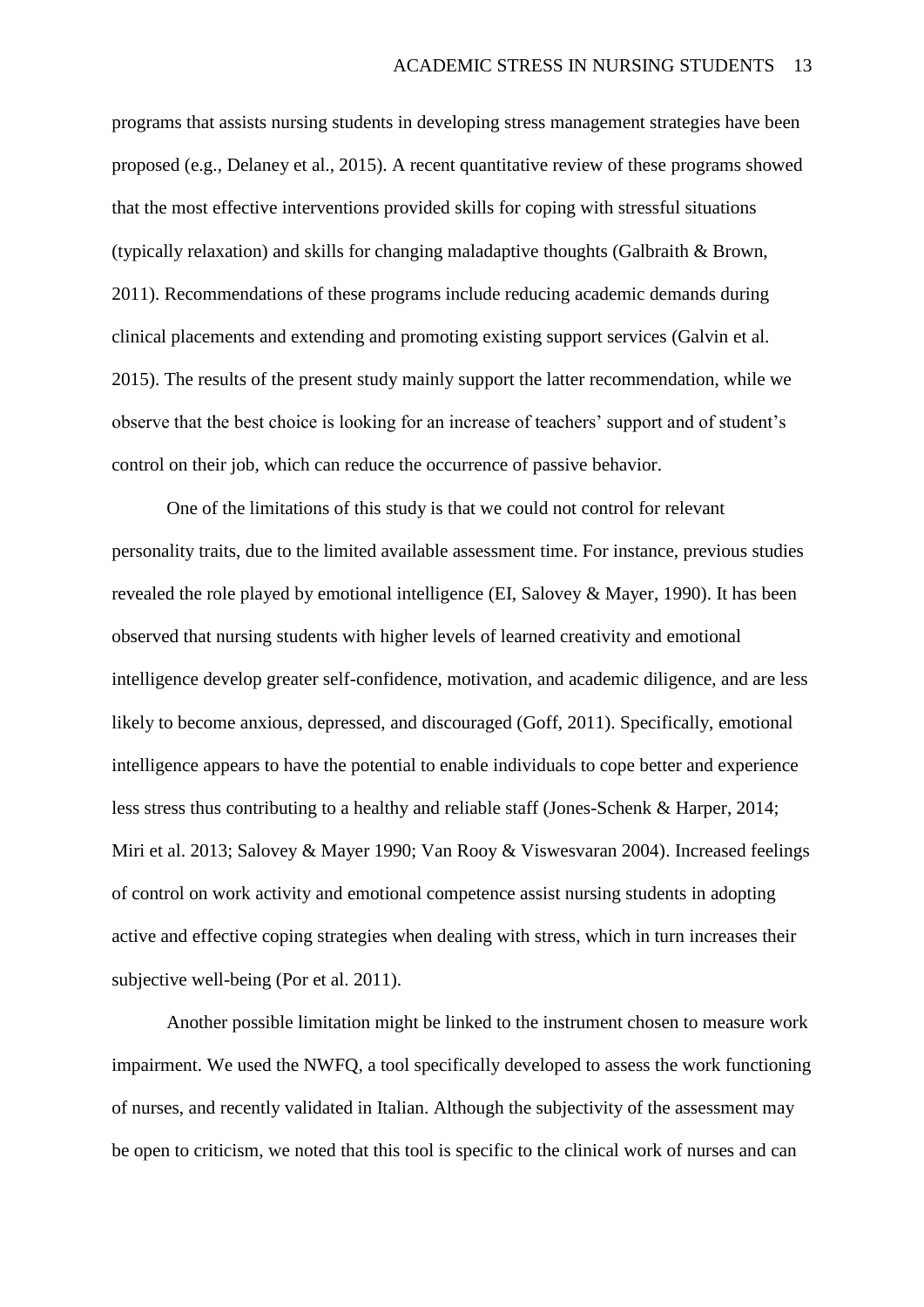programs that assists nursing students in developing stress management strategies have been proposed (e.g., Delaney et al., 2015). A recent quantitative review of these programs showed that the most effective interventions provided skills for coping with stressful situations (typically relaxation) and skills for changing maladaptive thoughts (Galbraith & Brown, 2011). Recommendations of these programs include reducing academic demands during clinical placements and extending and promoting existing support services (Galvin et al. 2015). The results of the present study mainly support the latter recommendation, while we observe that the best choice is looking for an increase of teachers' support and of student's control on their job, which can reduce the occurrence of passive behavior.

One of the limitations of this study is that we could not control for relevant personality traits, due to the limited available assessment time. For instance, previous studies revealed the role played by emotional intelligence (EI, Salovey & Mayer, 1990). It has been observed that nursing students with higher levels of learned creativity and emotional intelligence develop greater self-confidence, motivation, and academic diligence, and are less likely to become anxious, depressed, and discouraged (Goff, 2011). Specifically, emotional intelligence appears to have the potential to enable individuals to cope better and experience less stress thus contributing to a healthy and reliable staff (Jones-Schenk & Harper, 2014; Miri et al. 2013; Salovey & Mayer 1990; Van Rooy & Viswesvaran 2004). Increased feelings of control on work activity and emotional competence assist nursing students in adopting active and effective coping strategies when dealing with stress, which in turn increases their subjective well-being (Por et al. 2011).

Another possible limitation might be linked to the instrument chosen to measure work impairment. We used the NWFQ, a tool specifically developed to assess the work functioning of nurses, and recently validated in Italian. Although the subjectivity of the assessment may be open to criticism, we noted that this tool is specific to the clinical work of nurses and can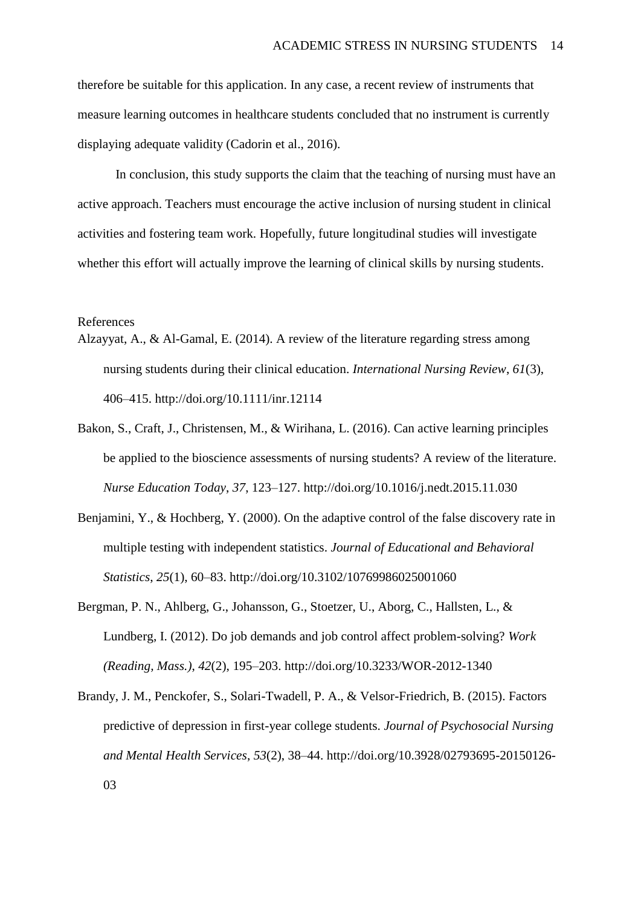therefore be suitable for this application. In any case, a recent review of instruments that measure learning outcomes in healthcare students concluded that no instrument is currently displaying adequate validity (Cadorin et al., 2016).

In conclusion, this study supports the claim that the teaching of nursing must have an active approach. Teachers must encourage the active inclusion of nursing student in clinical activities and fostering team work. Hopefully, future longitudinal studies will investigate whether this effort will actually improve the learning of clinical skills by nursing students.

## References

Alzayyat, A., & Al-Gamal, E. (2014). A review of the literature regarding stress among nursing students during their clinical education. *International Nursing Review*, *61*(3), 406–415. http://doi.org/10.1111/inr.12114

Bakon, S., Craft, J., Christensen, M., & Wirihana, L. (2016). Can active learning principles be applied to the bioscience assessments of nursing students? A review of the literature. *Nurse Education Today*, *37*, 123–127. http://doi.org/10.1016/j.nedt.2015.11.030

Benjamini, Y., & Hochberg, Y. (2000). On the adaptive control of the false discovery rate in multiple testing with independent statistics. *Journal of Educational and Behavioral Statistics*, *25*(1), 60–83. http://doi.org/10.3102/10769986025001060

Bergman, P. N., Ahlberg, G., Johansson, G., Stoetzer, U., Aborg, C., Hallsten, L., & Lundberg, I. (2012). Do job demands and job control affect problem-solving? *Work (Reading, Mass.)*, *42*(2), 195–203. http://doi.org/10.3233/WOR-2012-1340

Brandy, J. M., Penckofer, S., Solari-Twadell, P. A., & Velsor-Friedrich, B. (2015). Factors predictive of depression in first-year college students. *Journal of Psychosocial Nursing and Mental Health Services*, *53*(2), 38–44. http://doi.org/10.3928/02793695-20150126-03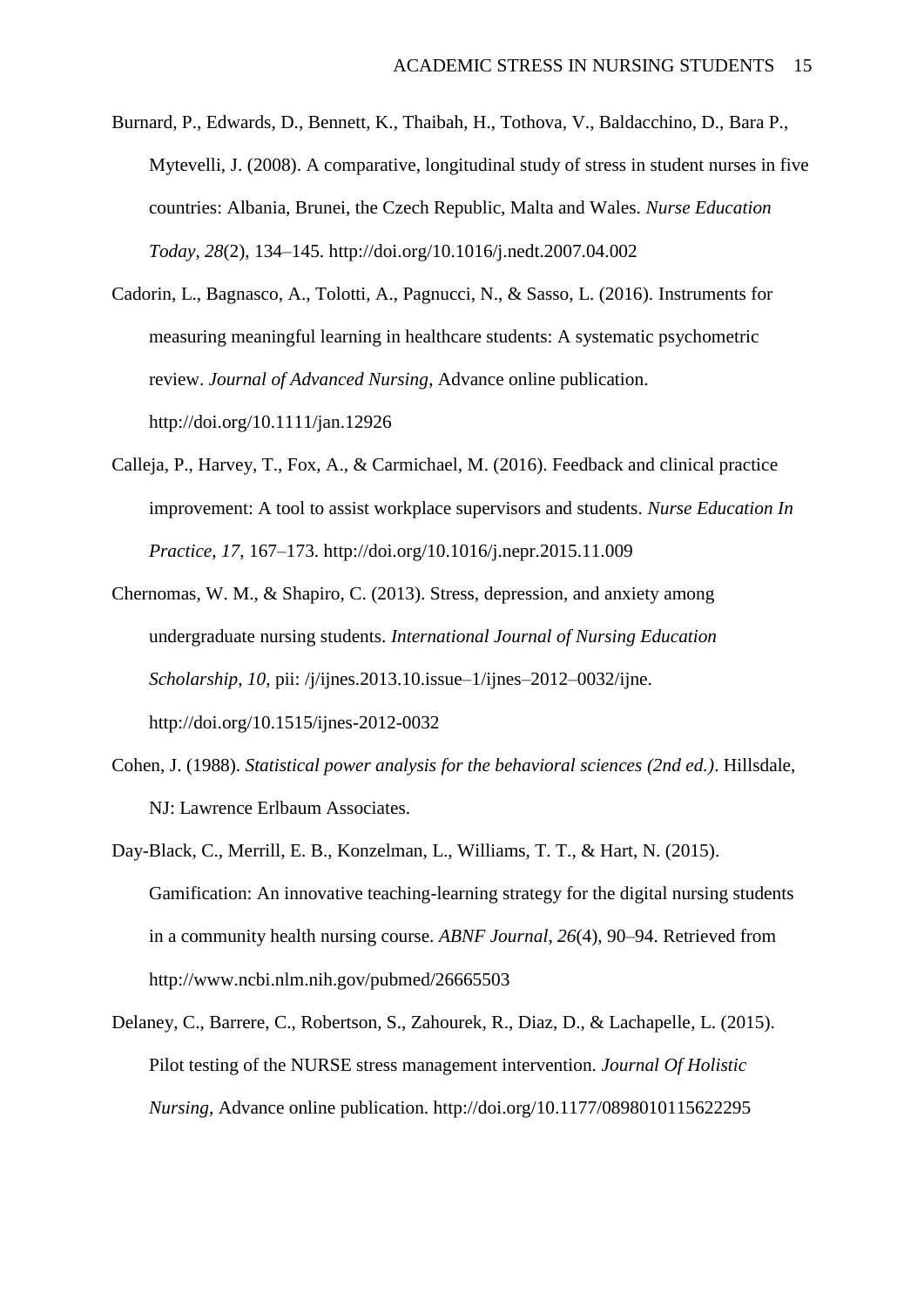Burnard, P., Edwards, D., Bennett, K., Thaibah, H., Tothova, V., Baldacchino, D., Bara P., Mytevelli, J. (2008). A comparative, longitudinal study of stress in student nurses in five countries: Albania, Brunei, the Czech Republic, Malta and Wales. *Nurse Education Today*, *28*(2), 134–145. http://doi.org/10.1016/j.nedt.2007.04.002

Cadorin, L., Bagnasco, A., Tolotti, A., Pagnucci, N., & Sasso, L. (2016). Instruments for measuring meaningful learning in healthcare students: A systematic psychometric review. *Journal of Advanced Nursing*, Advance online publication. http://doi.org/10.1111/jan.12926

Calleja, P., Harvey, T., Fox, A., & Carmichael, M. (2016). Feedback and clinical practice improvement: A tool to assist workplace supervisors and students. *Nurse Education In Practice*, *17*, 167–173. http://doi.org/10.1016/j.nepr.2015.11.009

Chernomas, W. M., & Shapiro, C. (2013). Stress, depression, and anxiety among undergraduate nursing students. *International Journal of Nursing Education Scholarship*, *10*, pii: /j/ijnes.2013.10.issue–1/ijnes–2012–0032/ijne. http://doi.org/10.1515/ijnes-2012-0032

Cohen, J. (1988). *Statistical power analysis for the behavioral sciences (2nd ed.)*. Hillsdale, NJ: Lawrence Erlbaum Associates.

Day-Black, C., Merrill, E. B., Konzelman, L., Williams, T. T., & Hart, N. (2015). Gamification: An innovative teaching-learning strategy for the digital nursing students in a community health nursing course. *ABNF Journal*, *26*(4), 90–94. Retrieved from http://www.ncbi.nlm.nih.gov/pubmed/26665503

Delaney, C., Barrere, C., Robertson, S., Zahourek, R., Diaz, D., & Lachapelle, L. (2015). Pilot testing of the NURSE stress management intervention. *Journal Of Holistic Nursing*, Advance online publication. http://doi.org/10.1177/0898010115622295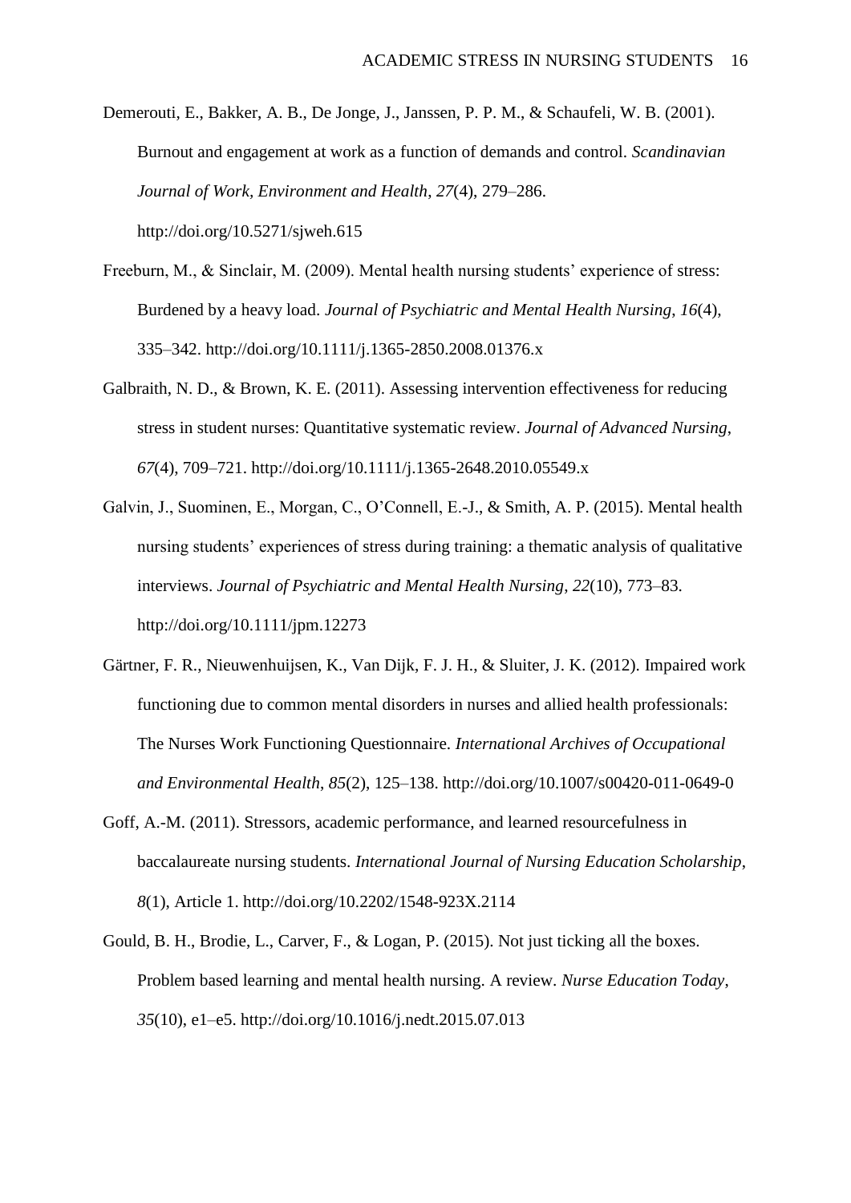Demerouti, E., Bakker, A. B., De Jonge, J., Janssen, P. P. M., & Schaufeli, W. B. (2001). Burnout and engagement at work as a function of demands and control. *Scandinavian Journal of Work, Environment and Health*, *27*(4), 279–286. http://doi.org/10.5271/sjweh.615

Freeburn, M., & Sinclair, M. (2009). Mental health nursing students' experience of stress: Burdened by a heavy load. *Journal of Psychiatric and Mental Health Nursing*, *16*(4), 335–342. http://doi.org/10.1111/j.1365-2850.2008.01376.x

Galbraith, N. D., & Brown, K. E. (2011). Assessing intervention effectiveness for reducing stress in student nurses: Quantitative systematic review. *Journal of Advanced Nursing*, *67*(4), 709–721. http://doi.org/10.1111/j.1365-2648.2010.05549.x

Galvin, J., Suominen, E., Morgan, C., O'Connell, E.-J., & Smith, A. P. (2015). Mental health nursing students' experiences of stress during training: a thematic analysis of qualitative interviews. *Journal of Psychiatric and Mental Health Nursing*, *22*(10), 773–83. http://doi.org/10.1111/jpm.12273

Gärtner, F. R., Nieuwenhuijsen, K., Van Dijk, F. J. H., & Sluiter, J. K. (2012). Impaired work functioning due to common mental disorders in nurses and allied health professionals: The Nurses Work Functioning Questionnaire. *International Archives of Occupational and Environmental Health*, *85*(2), 125–138. http://doi.org/10.1007/s00420-011-0649-0

Goff, A.-M. (2011). Stressors, academic performance, and learned resourcefulness in baccalaureate nursing students. *International Journal of Nursing Education Scholarship*, *8*(1), Article 1. http://doi.org/10.2202/1548-923X.2114

Gould, B. H., Brodie, L., Carver, F., & Logan, P. (2015). Not just ticking all the boxes. Problem based learning and mental health nursing. A review. *Nurse Education Today*, *35*(10), e1–e5. http://doi.org/10.1016/j.nedt.2015.07.013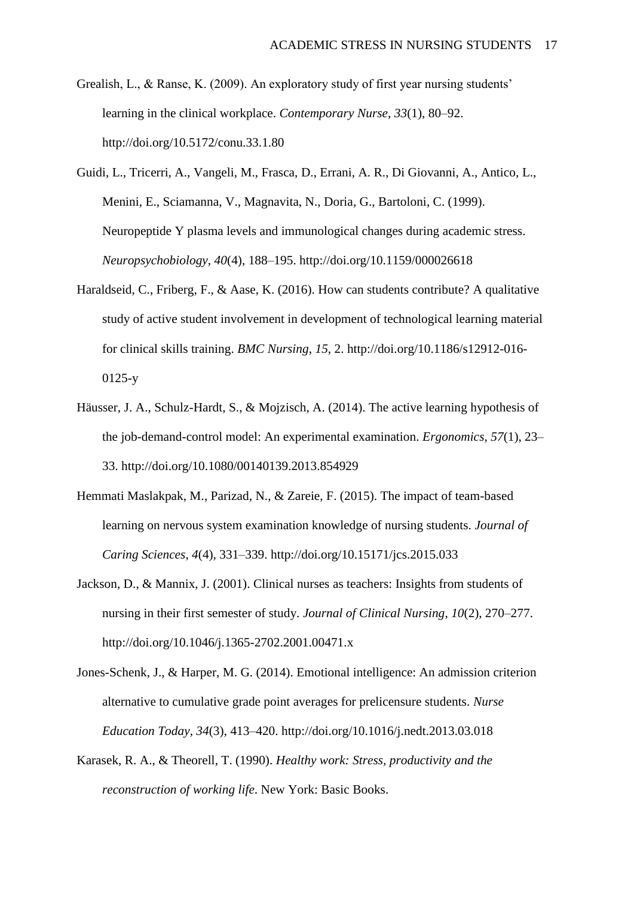Grealish, L., & Ranse, K. (2009). An exploratory study of first year nursing students' learning in the clinical workplace. *Contemporary Nurse*, *33*(1), 80–92. http://doi.org/10.5172/conu.33.1.80

Guidi, L., Tricerri, A., Vangeli, M., Frasca, D., Errani, A. R., Di Giovanni, A., Antico, L., Menini, E., Sciamanna, V., Magnavita, N., Doria, G., Bartoloni, C. (1999). Neuropeptide Y plasma levels and immunological changes during academic stress. *Neuropsychobiology*, *40*(4), 188–195. http://doi.org/10.1159/000026618

Haraldseid, C., Friberg, F., & Aase, K. (2016). How can students contribute? A qualitative study of active student involvement in development of technological learning material for clinical skills training. *BMC Nursing*, *15*, 2. http://doi.org/10.1186/s12912-016-0125-y

Häusser, J. A., Schulz-Hardt, S., & Mojzisch, A. (2014). The active learning hypothesis of the job-demand-control model: An experimental examination. *Ergonomics*, *57*(1), 23–33. http://doi.org/10.1080/00140139.2013.854929

Hemmati Maslakpak, M., Parizad, N., & Zareie, F. (2015). The impact of team-based learning on nervous system examination knowledge of nursing students. *Journal of Caring Sciences*, *4*(4), 331–339. http://doi.org/10.15171/jcs.2015.033

Jackson, D., & Mannix, J. (2001). Clinical nurses as teachers: Insights from students of nursing in their first semester of study. *Journal of Clinical Nursing*, *10*(2), 270–277. http://doi.org/10.1046/j.1365-2702.2001.00471.x

Jones-Schenk, J., & Harper, M. G. (2014). Emotional intelligence: An admission criterion alternative to cumulative grade point averages for prelicensure students. *Nurse Education Today*, *34*(3), 413–420. http://doi.org/10.1016/j.nedt.2013.03.018

Karasek, R. A., & Theorell, T. (1990). *Healthy work: Stress, productivity and the reconstruction of working life*. New York: Basic Books.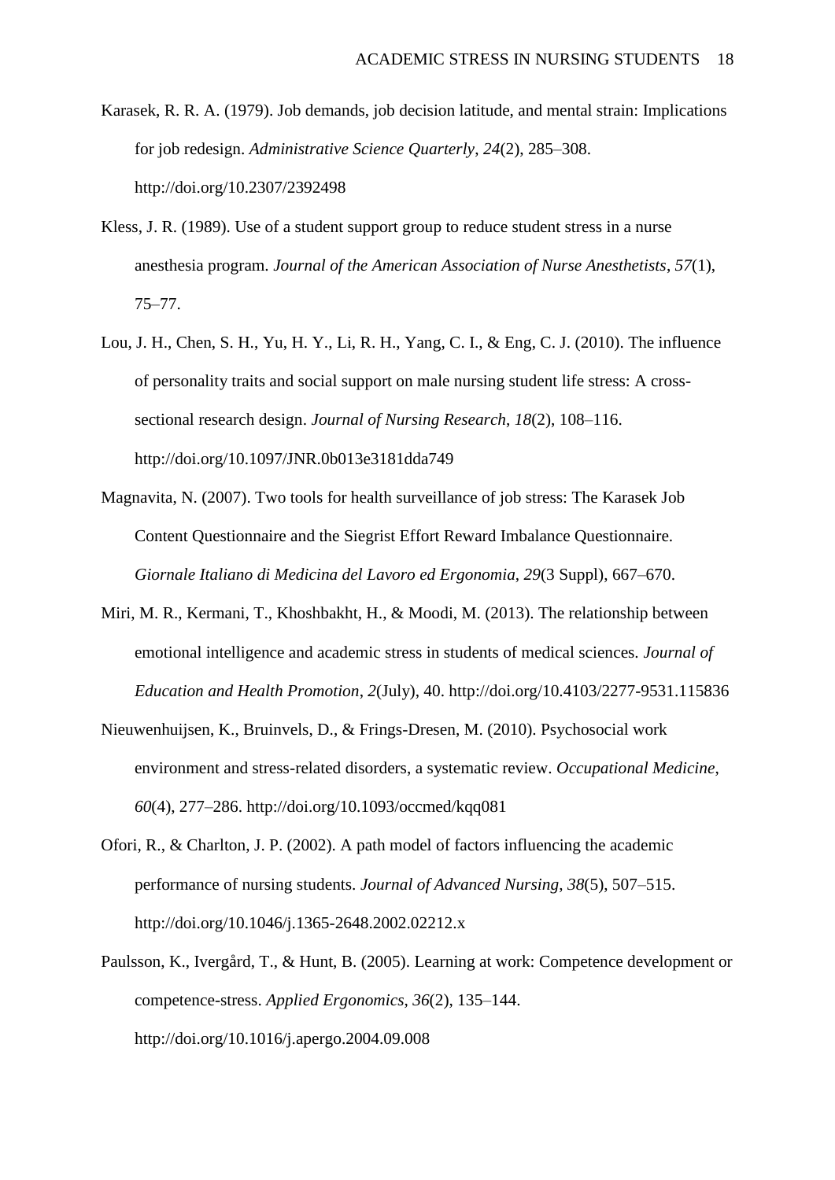Karasek, R. R. A. (1979). Job demands, job decision latitude, and mental strain: Implications for job redesign. *Administrative Science Quarterly*, *24*(2), 285–308. http://doi.org/10.2307/2392498

Kless, J. R. (1989). Use of a student support group to reduce student stress in a nurse anesthesia program. *Journal of the American Association of Nurse Anesthetists*, *57*(1), 75–77.

Lou, J. H., Chen, S. H., Yu, H. Y., Li, R. H., Yang, C. I., & Eng, C. J. (2010). The influence of personality traits and social support on male nursing student life stress: A cross-sectional research design. *Journal of Nursing Research*, *18*(2), 108–116. http://doi.org/10.1097/JNR.0b013e3181dda749

Magnavita, N. (2007). Two tools for health surveillance of job stress: The Karasek Job Content Questionnaire and the Siegrist Effort Reward Imbalance Questionnaire. *Giornale Italiano di Medicina del Lavoro ed Ergonomia*, *29*(3 Suppl), 667–670.

Miri, M. R., Kermani, T., Khoshbakht, H., & Moodi, M. (2013). The relationship between emotional intelligence and academic stress in students of medical sciences. *Journal of Education and Health Promotion*, *2*(July), 40. http://doi.org/10.4103/2277-9531.115836

Nieuwenhuijsen, K., Bruinvels, D., & Frings-Dresen, M. (2010). Psychosocial work environment and stress-related disorders, a systematic review. *Occupational Medicine*, *60*(4), 277–286. http://doi.org/10.1093/occmed/kqq081

Ofori, R., & Charlton, J. P. (2002). A path model of factors influencing the academic performance of nursing students. *Journal of Advanced Nursing*, *38*(5), 507–515. http://doi.org/10.1046/j.1365-2648.2002.02212.x

Paulsson, K., Ivergård, T., & Hunt, B. (2005). Learning at work: Competence development or competence-stress. *Applied Ergonomics*, *36*(2), 135–144. http://doi.org/10.1016/j.apergo.2004.09.008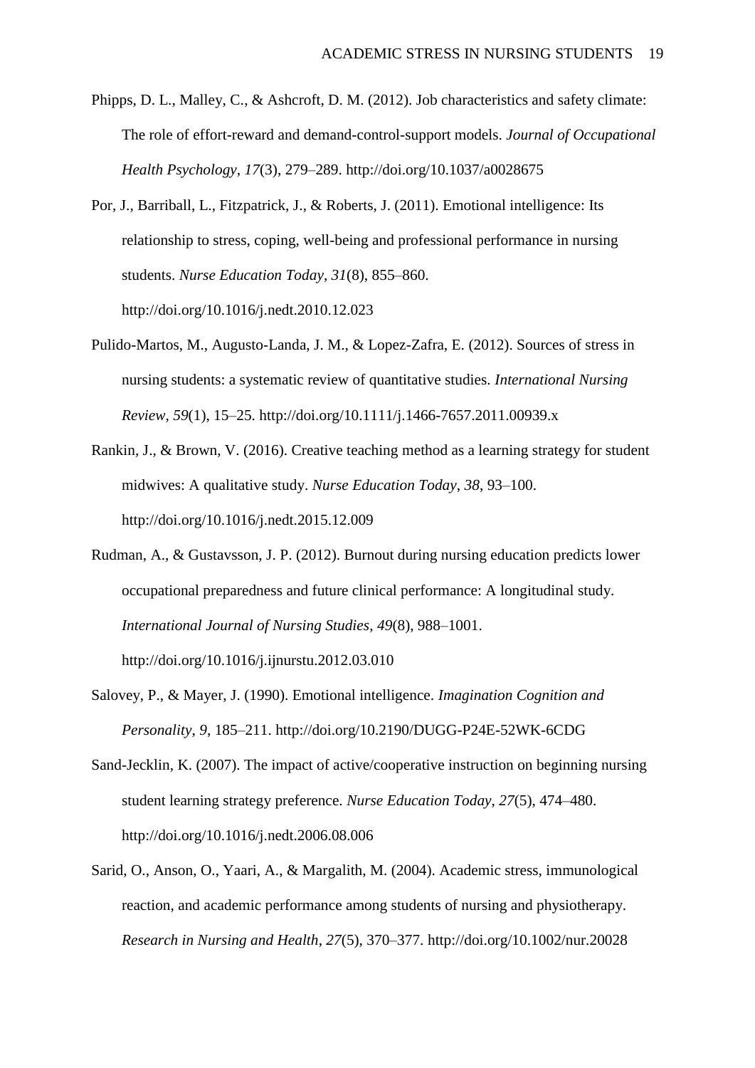Phipps, D. L., Malley, C., & Ashcroft, D. M. (2012). Job characteristics and safety climate: The role of effort-reward and demand-control-support models. *Journal of Occupational Health Psychology*, *17*(3), 279–289. http://doi.org/10.1037/a0028675

Por, J., Barriball, L., Fitzpatrick, J., & Roberts, J. (2011). Emotional intelligence: Its relationship to stress, coping, well-being and professional performance in nursing students. *Nurse Education Today*, *31*(8), 855–860. http://doi.org/10.1016/j.nedt.2010.12.023

Pulido-Martos, M., Augusto-Landa, J. M., & Lopez-Zafra, E. (2012). Sources of stress in nursing students: a systematic review of quantitative studies. *International Nursing Review*, *59*(1), 15–25. http://doi.org/10.1111/j.1466-7657.2011.00939.x

Rankin, J., & Brown, V. (2016). Creative teaching method as a learning strategy for student midwives: A qualitative study. *Nurse Education Today*, *38*, 93–100. http://doi.org/10.1016/j.nedt.2015.12.009

Rudman, A., & Gustavsson, J. P. (2012). Burnout during nursing education predicts lower occupational preparedness and future clinical performance: A longitudinal study. *International Journal of Nursing Studies*, *49*(8), 988–1001. http://doi.org/10.1016/j.ijnurstu.2012.03.010

Salovey, P., & Mayer, J. (1990). Emotional intelligence. *Imagination Cognition and Personality*, *9*, 185–211. http://doi.org/10.2190/DUGG-P24E-52WK-6CDG

Sand-Jecklin, K. (2007). The impact of active/cooperative instruction on beginning nursing student learning strategy preference. *Nurse Education Today*, *27*(5), 474–480. http://doi.org/10.1016/j.nedt.2006.08.006

Sarid, O., Anson, O., Yaari, A., & Margalith, M. (2004). Academic stress, immunological reaction, and academic performance among students of nursing and physiotherapy. *Research in Nursing and Health*, *27*(5), 370–377. http://doi.org/10.1002/nur.20028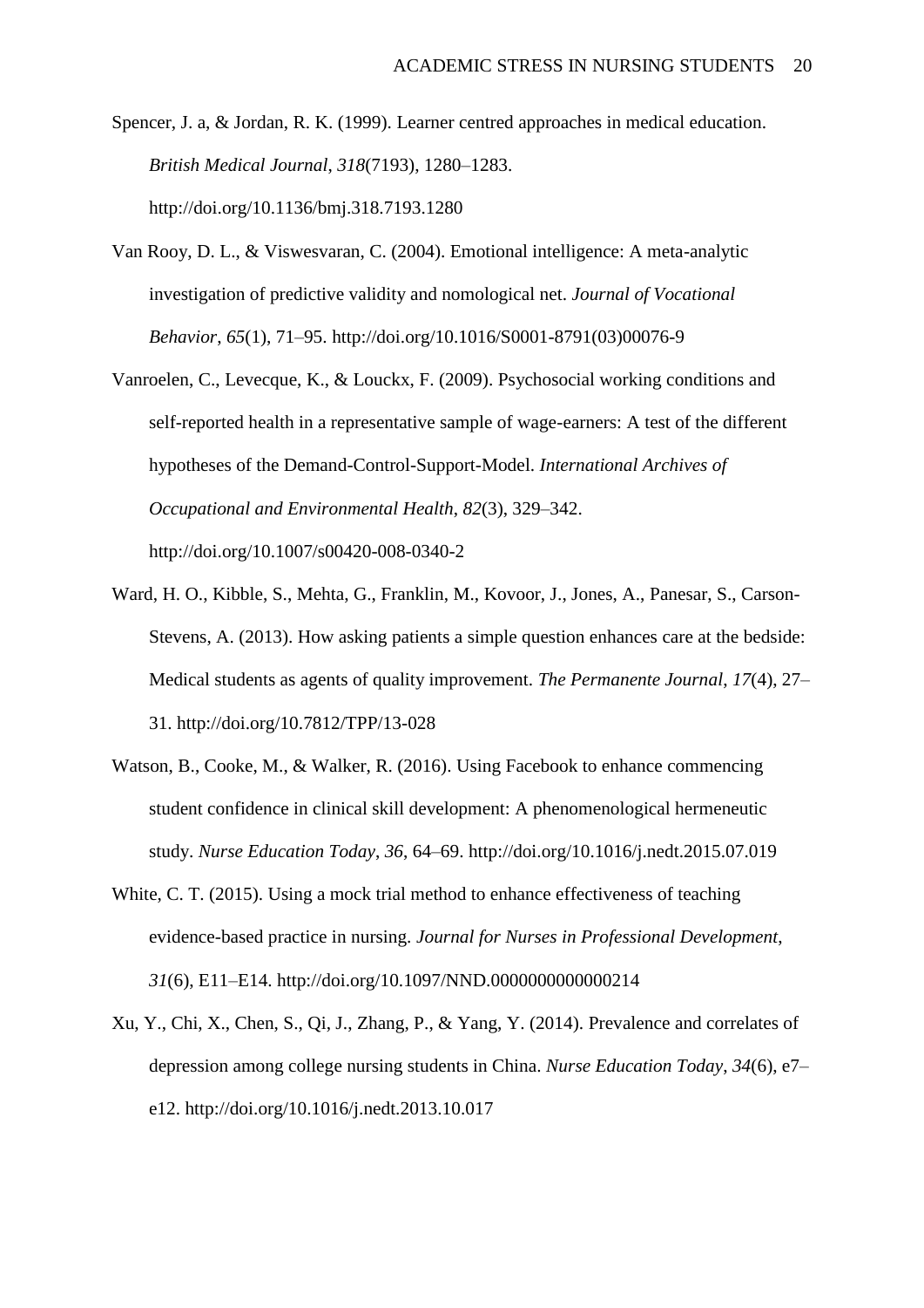Spencer, J. a, & Jordan, R. K. (1999). Learner centred approaches in medical education. *British Medical Journal*, *318*(7193), 1280–1283. http://doi.org/10.1136/bmj.318.7193.1280

Van Rooy, D. L., & Viswesvaran, C. (2004). Emotional intelligence: A meta-analytic investigation of predictive validity and nomological net. *Journal of Vocational Behavior*, *65*(1), 71–95. http://doi.org/10.1016/S0001-8791(03)00076-9

Vanroelen, C., Levecque, K., & Louckx, F. (2009). Psychosocial working conditions and self-reported health in a representative sample of wage-earners: A test of the different hypotheses of the Demand-Control-Support-Model. *International Archives of Occupational and Environmental Health*, *82*(3), 329–342. http://doi.org/10.1007/s00420-008-0340-2

Ward, H. O., Kibble, S., Mehta, G., Franklin, M., Kovoor, J., Jones, A., Panesar, S., Carson-Stevens, A. (2013). How asking patients a simple question enhances care at the bedside: Medical students as agents of quality improvement. *The Permanente Journal*, *17*(4), 27–31. http://doi.org/10.7812/TPP/13-028

Watson, B., Cooke, M., & Walker, R. (2016). Using Facebook to enhance commencing student confidence in clinical skill development: A phenomenological hermeneutic study. *Nurse Education Today*, *36*, 64–69. http://doi.org/10.1016/j.nedt.2015.07.019

White, C. T. (2015). Using a mock trial method to enhance effectiveness of teaching evidence-based practice in nursing. *Journal for Nurses in Professional Development*, *31*(6), E11–E14. http://doi.org/10.1097/NND.0000000000000214

Xu, Y., Chi, X., Chen, S., Qi, J., Zhang, P., & Yang, Y. (2014). Prevalence and correlates of depression among college nursing students in China. *Nurse Education Today*, *34*(6), e7–e12. http://doi.org/10.1016/j.nedt.2013.10.017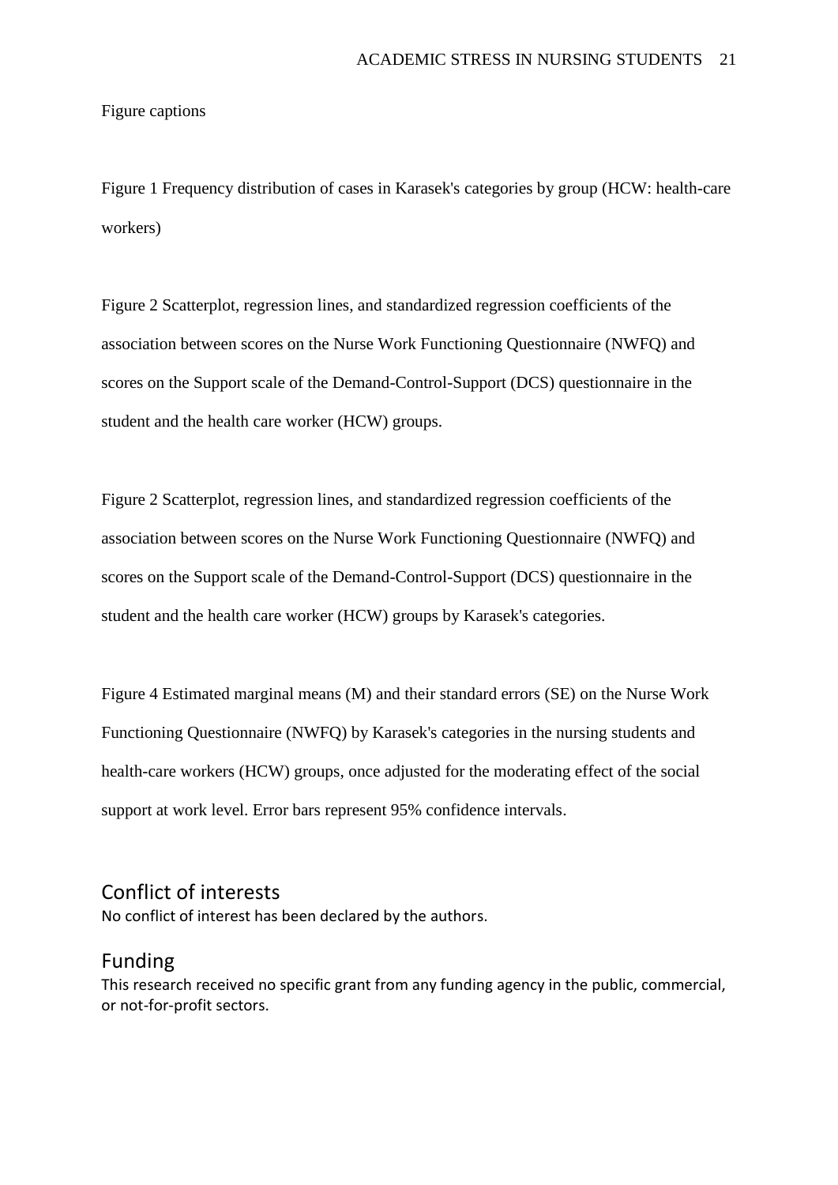Figure captions

Figure 1 Frequency distribution of cases in Karasek's categories by group (HCW: health-care workers)

Figure 2 Scatterplot, regression lines, and standardized regression coefficients of the association between scores on the Nurse Work Functioning Questionnaire (NWFQ) and scores on the Support scale of the Demand-Control-Support (DCS) questionnaire in the student and the health care worker (HCW) groups.

Figure 2 Scatterplot, regression lines, and standardized regression coefficients of the association between scores on the Nurse Work Functioning Questionnaire (NWFQ) and scores on the Support scale of the Demand-Control-Support (DCS) questionnaire in the student and the health care worker (HCW) groups by Karasek's categories.

Figure 4 Estimated marginal means (M) and their standard errors (SE) on the Nurse Work Functioning Questionnaire (NWFQ) by Karasek's categories in the nursing students and health-care workers (HCW) groups, once adjusted for the moderating effect of the social support at work level. Error bars represent 95% confidence intervals.

## Conflict of interests

No conflict of interest has been declared by the authors.

## Funding

This research received no specific grant from any funding agency in the public, commercial, or not-for-profit sectors.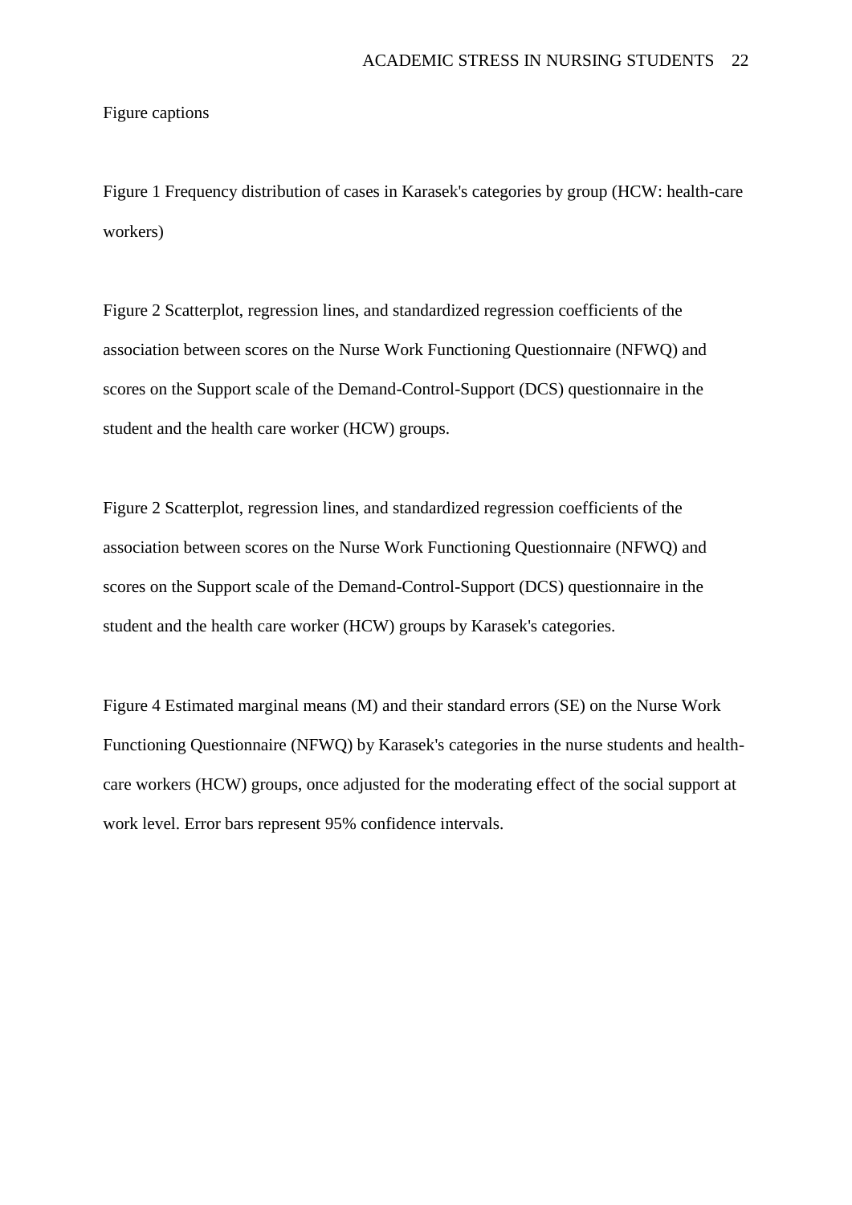Figure captions

Figure 1 Frequency distribution of cases in Karasek's categories by group (HCW: health-care workers)

Figure 2 Scatterplot, regression lines, and standardized regression coefficients of the association between scores on the Nurse Work Functioning Questionnaire (NFWQ) and scores on the Support scale of the Demand-Control-Support (DCS) questionnaire in the student and the health care worker (HCW) groups.

Figure 2 Scatterplot, regression lines, and standardized regression coefficients of the association between scores on the Nurse Work Functioning Questionnaire (NFWQ) and scores on the Support scale of the Demand-Control-Support (DCS) questionnaire in the student and the health care worker (HCW) groups by Karasek's categories.

Figure 4 Estimated marginal means (M) and their standard errors (SE) on the Nurse Work Functioning Questionnaire (NFWQ) by Karasek's categories in the nurse students and health-care workers (HCW) groups, once adjusted for the moderating effect of the social support at work level. Error bars represent 95% confidence intervals.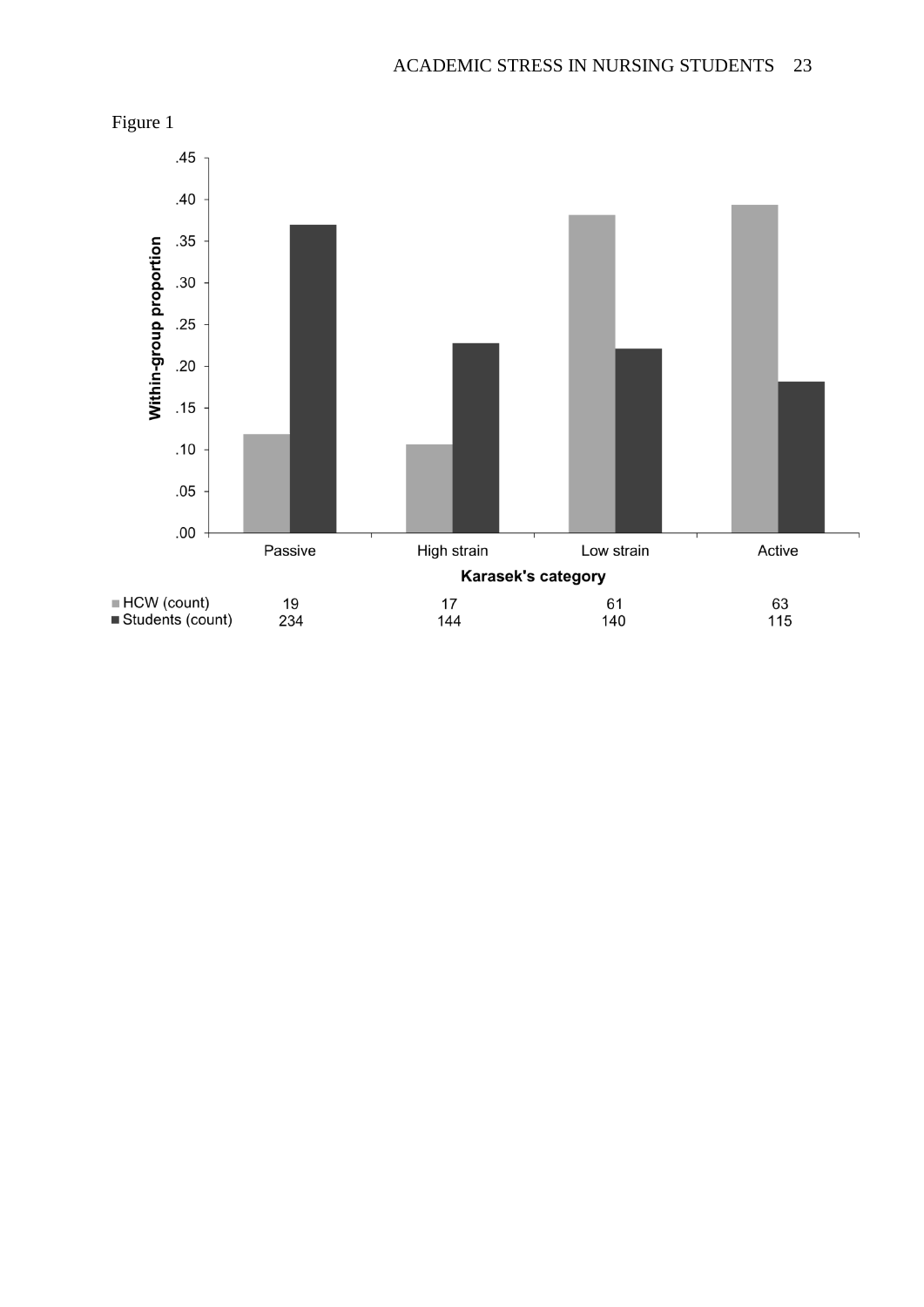Figure 1

| | Passive | High strain | Low strain | Active |
|---|---|---|---|---|
| HCW (count) | 19 | 17 | 61 | 63 |
| Students (count) | 234 | 144 | 140 | 115 |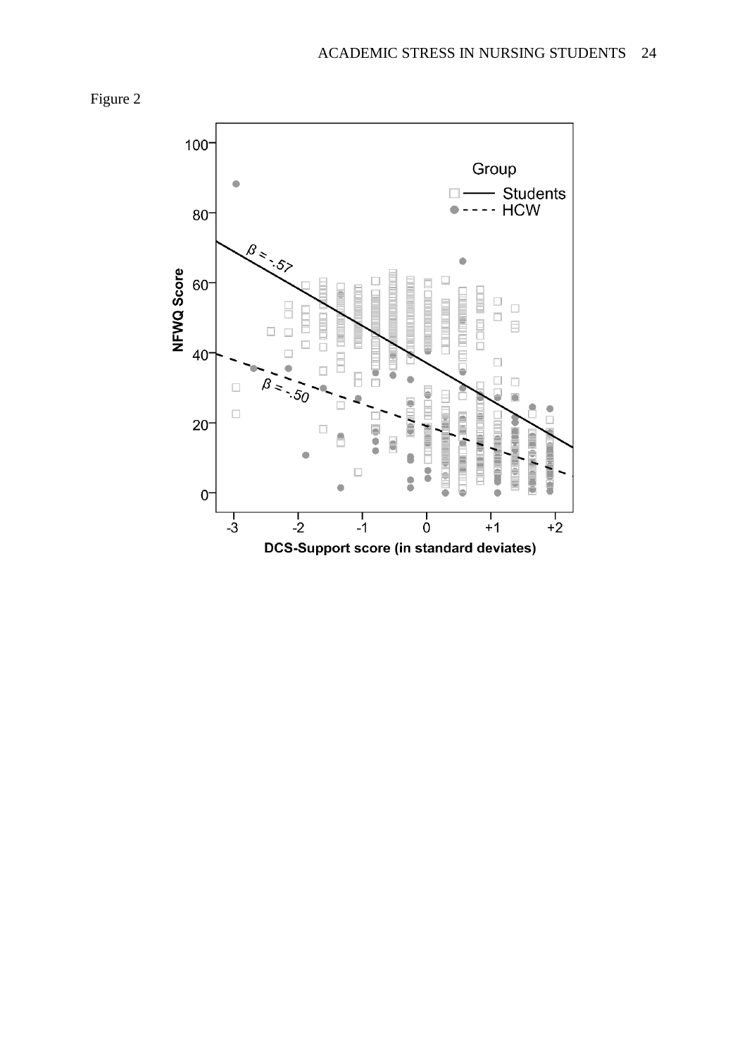Figure 2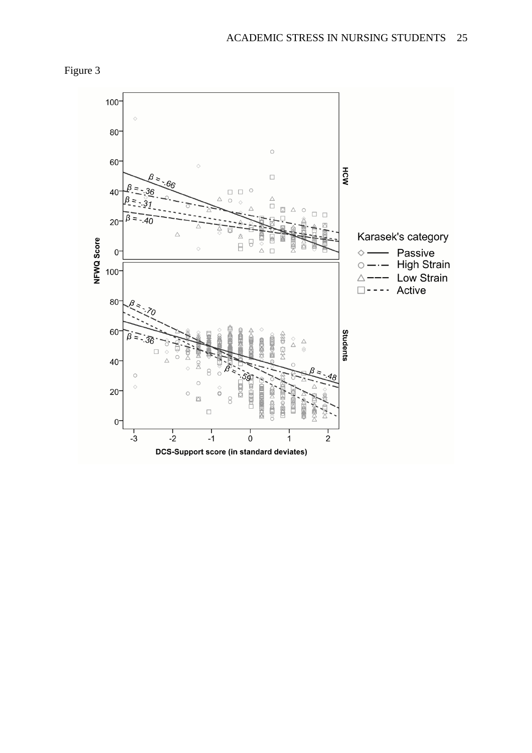Figure 3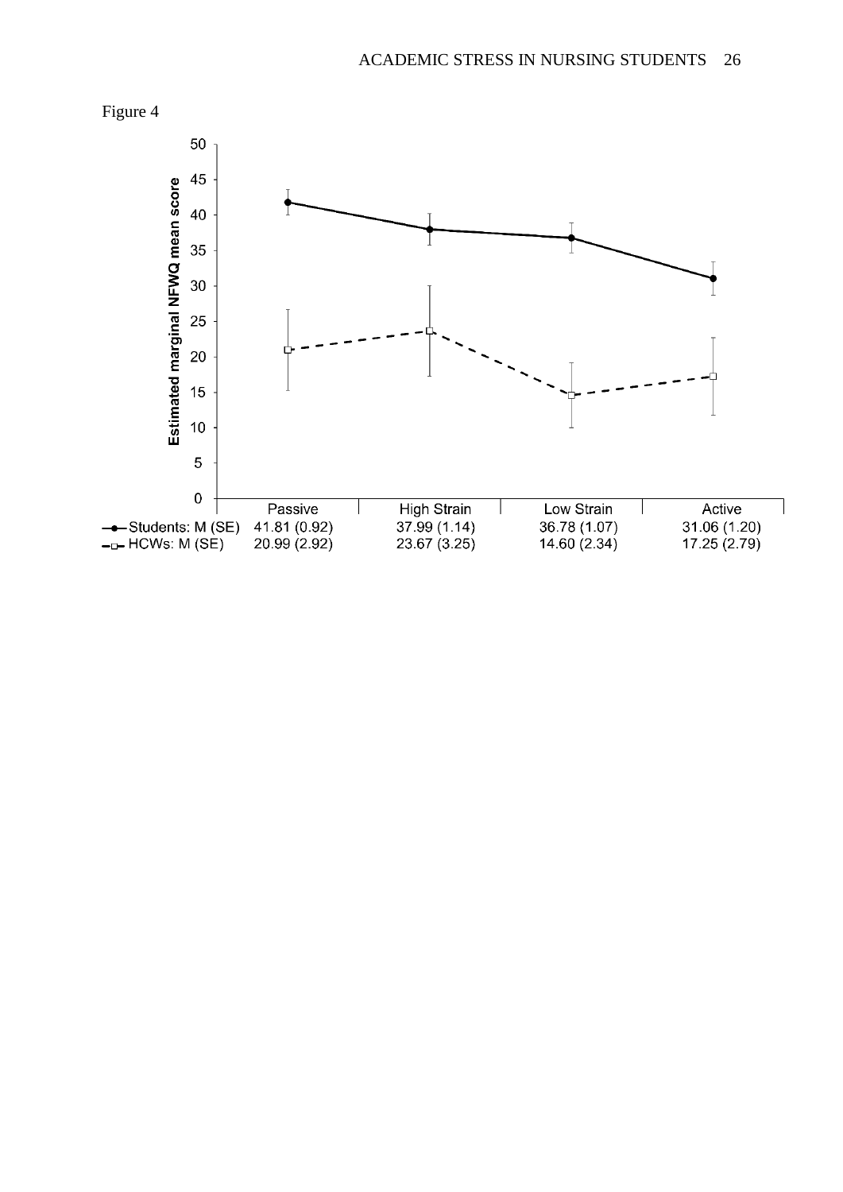Figure 4

| | Passive | High Strain | Low Strain | Active |
|---|---|---|---|---|
| Students: M (SE) | 41.81 (0.92) | 37.99 (1.14) | 36.78 (1.07) | 31.06 (1.20) |
| HCWs: M (SE) | 20.99 (2.92) | 23.67 (3.25) | 14.60 (2.34) | 17.25 (2.79) |

Estimated marginal NFWQ mean score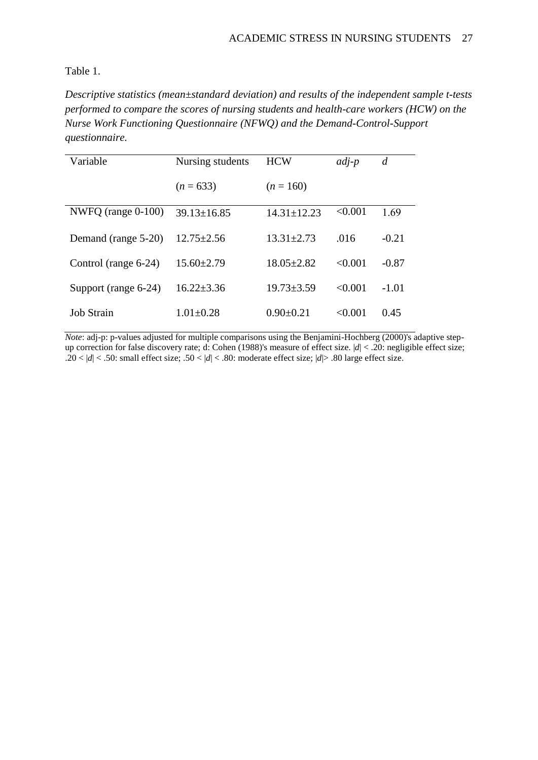Table 1.

*Descriptive statistics (mean±standard deviation) and results of the independent sample t-tests performed to compare the scores of nursing students and health-care workers (HCW) on the Nurse Work Functioning Questionnaire (NFWQ) and the Demand-Control-Support questionnaire.*

| Variable | Nursing students ($n$ = 633) | HCW ($n$ = 160) | *adj-p* | *d* |
|---|---|---|---|---|
| NWFQ (range 0-100) | 39.13±16.85 | 14.31±12.23 | <0.001 | 1.69 |
| Demand (range 5-20) | 12.75±2.56 | 13.31±2.73 | .016 | -0.21 |
| Control (range 6-24) | 15.60±2.79 | 18.05±2.82 | <0.001 | -0.87 |
| Support (range 6-24) | 16.22±3.36 | 19.73±3.59 | <0.001 | -1.01 |
| Job Strain | 1.01±0.28 | 0.90±0.21 | <0.001 | 0.45 |

*Note*: adj-p: p-values adjusted for multiple comparisons using the Benjamini-Hochberg (2000)'s adaptive step-up correction for false discovery rate; d: Cohen (1988)'s measure of effect size. $|d| < .20$: negligible effect size; $.20 < |d| < .50$: small effect size; $.50 < |d| < .80$: moderate effect size; $|d| > .80$ large effect size.